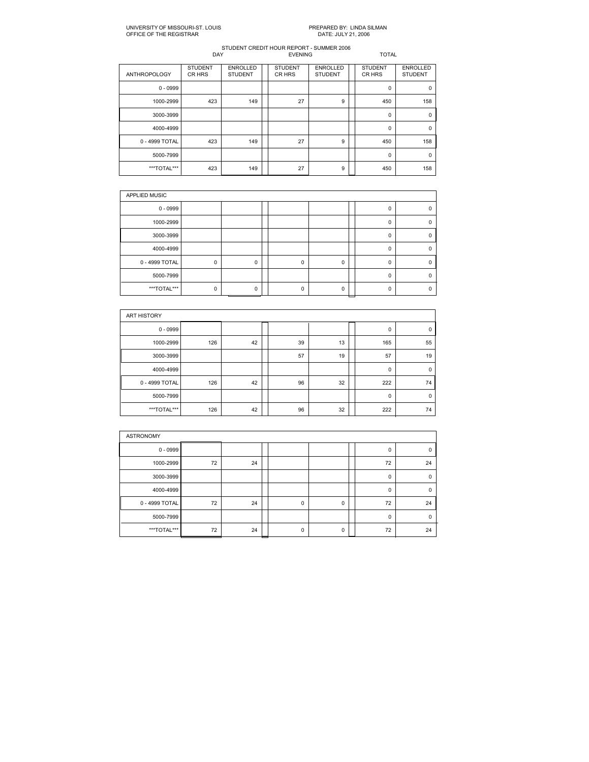UNIVERSITY OF MISSOURI-ST. LOUIS
OFFICE OF THE REGISTRAR

PREPARED BY: LINDA SILMAN
DATE: JULY 21, 2006

STUDENT CREDIT HOUR REPORT - SUMMER 2006

| | DAY | | EVENING | | TOTAL | |
|---|---|---|---|---|---|---|
| ANTHROPOLOGY | STUDENT CR HRS | ENROLLED STUDENT | STUDENT CR HRS | ENROLLED STUDENT | STUDENT CR HRS | ENROLLED STUDENT |
| 0 - 0999 | | | | | 0 | 0 |
| 1000-2999 | 423 | 149 | 27 | 9 | 450 | 158 |
| 3000-3999 | | | | | 0 | 0 |
| 4000-4999 | | | | | 0 | 0 |
| 0 - 4999 TOTAL | 423 | 149 | 27 | 9 | 450 | 158 |
| 5000-7999 | | | | | 0 | 0 |
| ***TOTAL*** | 423 | 149 | 27 | 9 | 450 | 158 |

| APPLIED MUSIC | | | | | | |
|---|---|---|---|---|---|---|
| 0 - 0999 | | | | | 0 | 0 |
| 1000-2999 | | | | | 0 | 0 |
| 3000-3999 | | | | | 0 | 0 |
| 4000-4999 | | | | | 0 | 0 |
| 0 - 4999 TOTAL | 0 | 0 | 0 | 0 | 0 | 0 |
| 5000-7999 | | | | | 0 | 0 |
| ***TOTAL*** | 0 | 0 | 0 | 0 | 0 | 0 |

| ART HISTORY | | | | | | |
|---|---|---|---|---|---|---|
| 0 - 0999 | | | | | 0 | 0 |
| 1000-2999 | 126 | 42 | 39 | 13 | 165 | 55 |
| 3000-3999 | | | 57 | 19 | 57 | 19 |
| 4000-4999 | | | | | 0 | 0 |
| 0 - 4999 TOTAL | 126 | 42 | 96 | 32 | 222 | 74 |
| 5000-7999 | | | | | 0 | 0 |
| ***TOTAL*** | 126 | 42 | 96 | 32 | 222 | 74 |

| ASTRONOMY | | | | | | |
|---|---|---|---|---|---|---|
| 0 - 0999 | | | | | 0 | 0 |
| 1000-2999 | 72 | 24 | | | 72 | 24 |
| 3000-3999 | | | | | 0 | 0 |
| 4000-4999 | | | | | 0 | 0 |
| 0 - 4999 TOTAL | 72 | 24 | 0 | 0 | 72 | 24 |
| 5000-7999 | | | | | 0 | 0 |
| ***TOTAL*** | 72 | 24 | 0 | 0 | 72 | 24 |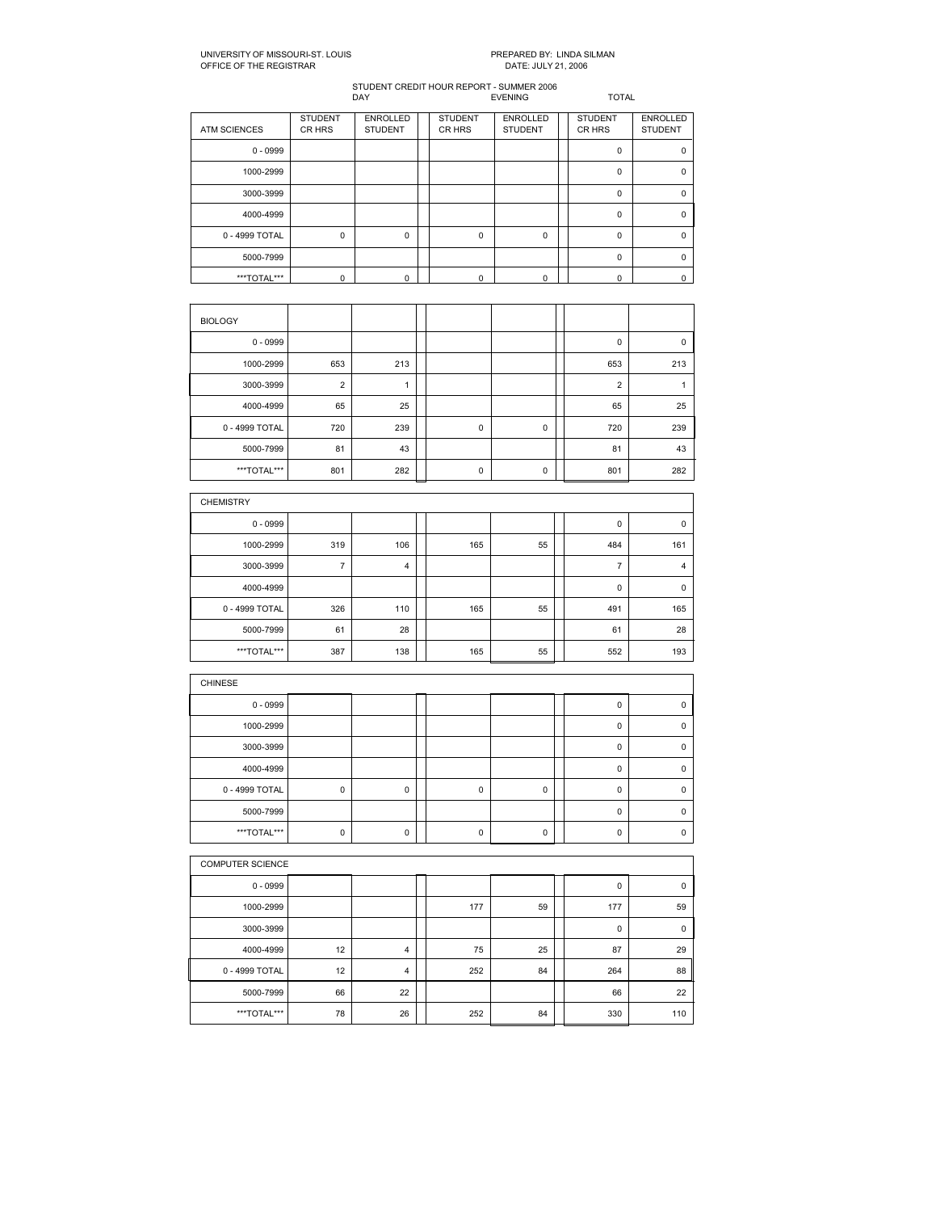UNIVERSITY OF MISSOURI-ST. LOUIS
OFFICE OF THE REGISTRAR

PREPARED BY: LINDA SILMAN
DATE: JULY 21, 2006

STUDENT CREDIT HOUR REPORT - SUMMER 2006

| | DAY | | EVENING | | TOTAL | |
|---|---|---|---|---|---|---|
| ATM SCIENCES | STUDENT CR HRS | ENROLLED STUDENT | STUDENT CR HRS | ENROLLED STUDENT | STUDENT CR HRS | ENROLLED STUDENT |
| 0 - 0999 | | | | | 0 | 0 |
| 1000-2999 | | | | | 0 | 0 |
| 3000-3999 | | | | | 0 | 0 |
| 4000-4999 | | | | | 0 | 0 |
| 0 - 4999 TOTAL | 0 | 0 | 0 | 0 | 0 | 0 |
| 5000-7999 | | | | | 0 | 0 |
| ***TOTAL*** | 0 | 0 | 0 | 0 | 0 | 0 |

| BIOLOGY | | | | | | |
|---|---|---|---|---|---|---|
| 0 - 0999 | | | | | 0 | 0 |
| 1000-2999 | 653 | 213 | | | 653 | 213 |
| 3000-3999 | 2 | 1 | | | 2 | 1 |
| 4000-4999 | 65 | 25 | | | 65 | 25 |
| 0 - 4999 TOTAL | 720 | 239 | 0 | 0 | 720 | 239 |
| 5000-7999 | 81 | 43 | | | 81 | 43 |
| ***TOTAL*** | 801 | 282 | 0 | 0 | 801 | 282 |

| CHEMISTRY | | | | | | |
|---|---|---|---|---|---|---|
| 0 - 0999 | | | | | 0 | 0 |
| 1000-2999 | 319 | 106 | 165 | 55 | 484 | 161 |
| 3000-3999 | 7 | 4 | | | 7 | 4 |
| 4000-4999 | | | | | 0 | 0 |
| 0 - 4999 TOTAL | 326 | 110 | 165 | 55 | 491 | 165 |
| 5000-7999 | 61 | 28 | | | 61 | 28 |
| ***TOTAL*** | 387 | 138 | 165 | 55 | 552 | 193 |

| CHINESE | | | | | | |
|---|---|---|---|---|---|---|
| 0 - 0999 | | | | | 0 | 0 |
| 1000-2999 | | | | | 0 | 0 |
| 3000-3999 | | | | | 0 | 0 |
| 4000-4999 | | | | | 0 | 0 |
| 0 - 4999 TOTAL | 0 | 0 | 0 | 0 | 0 | 0 |
| 5000-7999 | | | | | 0 | 0 |
| ***TOTAL*** | 0 | 0 | 0 | 0 | 0 | 0 |

| COMPUTER SCIENCE | | | | | | |
|---|---|---|---|---|---|---|
| 0 - 0999 | | | | | 0 | 0 |
| 1000-2999 | | | 177 | 59 | 177 | 59 |
| 3000-3999 | | | | | 0 | 0 |
| 4000-4999 | 12 | 4 | 75 | 25 | 87 | 29 |
| 0 - 4999 TOTAL | 12 | 4 | 252 | 84 | 264 | 88 |
| 5000-7999 | 66 | 22 | | | 66 | 22 |
| ***TOTAL*** | 78 | 26 | 252 | 84 | 330 | 110 |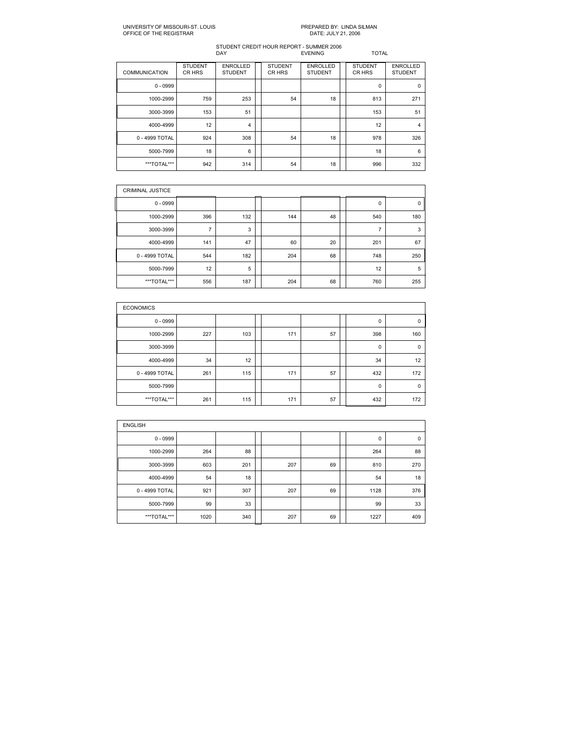UNIVERSITY OF MISSOURI-ST. LOUIS
OFFICE OF THE REGISTRAR

PREPARED BY: LINDA SILMAN
DATE: JULY 21, 2006

STUDENT CREDIT HOUR REPORT - SUMMER 2006

| | DAY | | EVENING | | TOTAL | |
|---|---|---|---|---|---|---|
| COMMUNICATION | STUDENT CR HRS | ENROLLED STUDENT | STUDENT CR HRS | ENROLLED STUDENT | STUDENT CR HRS | ENROLLED STUDENT |
| 0 - 0999 | | | | | 0 | 0 |
| 1000-2999 | 759 | 253 | 54 | 18 | 813 | 271 |
| 3000-3999 | 153 | 51 | | | 153 | 51 |
| 4000-4999 | 12 | 4 | | | 12 | 4 |
| 0 - 4999 TOTAL | 924 | 308 | 54 | 18 | 978 | 326 |
| 5000-7999 | 18 | 6 | | | 18 | 6 |
| ***TOTAL*** | 942 | 314 | 54 | 18 | 996 | 332 |

| CRIMINAL JUSTICE | | | | | | |
|---|---|---|---|---|---|---|
| 0 - 0999 | | | | | 0 | 0 |
| 1000-2999 | 396 | 132 | 144 | 48 | 540 | 180 |
| 3000-3999 | 7 | 3 | | | 7 | 3 |
| 4000-4999 | 141 | 47 | 60 | 20 | 201 | 67 |
| 0 - 4999 TOTAL | 544 | 182 | 204 | 68 | 748 | 250 |
| 5000-7999 | 12 | 5 | | | 12 | 5 |
| ***TOTAL*** | 556 | 187 | 204 | 68 | 760 | 255 |

| ECONOMICS | | | | | | |
|---|---|---|---|---|---|---|
| 0 - 0999 | | | | | 0 | 0 |
| 1000-2999 | 227 | 103 | 171 | 57 | 398 | 160 |
| 3000-3999 | | | | | 0 | 0 |
| 4000-4999 | 34 | 12 | | | 34 | 12 |
| 0 - 4999 TOTAL | 261 | 115 | 171 | 57 | 432 | 172 |
| 5000-7999 | | | | | 0 | 0 |
| ***TOTAL*** | 261 | 115 | 171 | 57 | 432 | 172 |

| ENGLISH | | | | | | |
|---|---|---|---|---|---|---|
| 0 - 0999 | | | | | 0 | 0 |
| 1000-2999 | 264 | 88 | | | 264 | 88 |
| 3000-3999 | 603 | 201 | 207 | 69 | 810 | 270 |
| 4000-4999 | 54 | 18 | | | 54 | 18 |
| 0 - 4999 TOTAL | 921 | 307 | 207 | 69 | 1128 | 376 |
| 5000-7999 | 99 | 33 | | | 99 | 33 |
| ***TOTAL*** | 1020 | 340 | 207 | 69 | 1227 | 409 |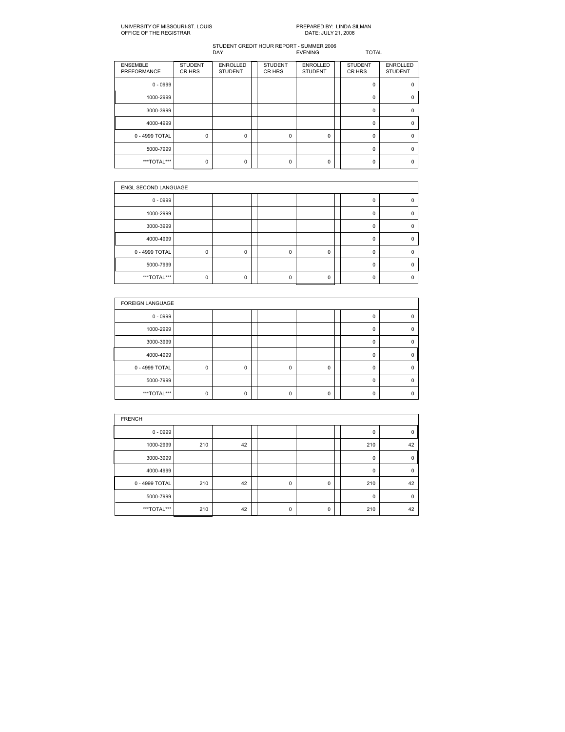UNIVERSITY OF MISSOURI-ST. LOUIS
OFFICE OF THE REGISTRAR

PREPARED BY: LINDA SILMAN
DATE: JULY 21, 2006

STUDENT CREDIT HOUR REPORT - SUMMER 2006

| | DAY | | EVENING | | TOTAL | |
|---|---|---|---|---|---|---|
| ENSEMBLE PREFORMANCE | STUDENT CR HRS | ENROLLED STUDENT | STUDENT CR HRS | ENROLLED STUDENT | STUDENT CR HRS | ENROLLED STUDENT |
| 0 - 0999 | | | | | 0 | 0 |
| 1000-2999 | | | | | 0 | 0 |
| 3000-3999 | | | | | 0 | 0 |
| 4000-4999 | | | | | 0 | 0 |
| 0 - 4999 TOTAL | 0 | 0 | 0 | 0 | 0 | 0 |
| 5000-7999 | | | | | 0 | 0 |
| ***TOTAL*** | 0 | 0 | 0 | 0 | 0 | 0 |

| ENGL SECOND LANGUAGE | | | | | | |
|---|---|---|---|---|---|---|
| 0 - 0999 | | | | | 0 | 0 |
| 1000-2999 | | | | | 0 | 0 |
| 3000-3999 | | | | | 0 | 0 |
| 4000-4999 | | | | | 0 | 0 |
| 0 - 4999 TOTAL | 0 | 0 | 0 | 0 | 0 | 0 |
| 5000-7999 | | | | | 0 | 0 |
| ***TOTAL*** | 0 | 0 | 0 | 0 | 0 | 0 |

| FOREIGN LANGUAGE | | | | | | |
|---|---|---|---|---|---|---|
| 0 - 0999 | | | | | 0 | 0 |
| 1000-2999 | | | | | 0 | 0 |
| 3000-3999 | | | | | 0 | 0 |
| 4000-4999 | | | | | 0 | 0 |
| 0 - 4999 TOTAL | 0 | 0 | 0 | 0 | 0 | 0 |
| 5000-7999 | | | | | 0 | 0 |
| ***TOTAL*** | 0 | 0 | 0 | 0 | 0 | 0 |

| FRENCH | | | | | | |
|---|---|---|---|---|---|---|
| 0 - 0999 | | | | | 0 | 0 |
| 1000-2999 | 210 | 42 | | | 210 | 42 |
| 3000-3999 | | | | | 0 | 0 |
| 4000-4999 | | | | | 0 | 0 |
| 0 - 4999 TOTAL | 210 | 42 | 0 | 0 | 210 | 42 |
| 5000-7999 | | | | | 0 | 0 |
| ***TOTAL*** | 210 | 42 | 0 | 0 | 210 | 42 |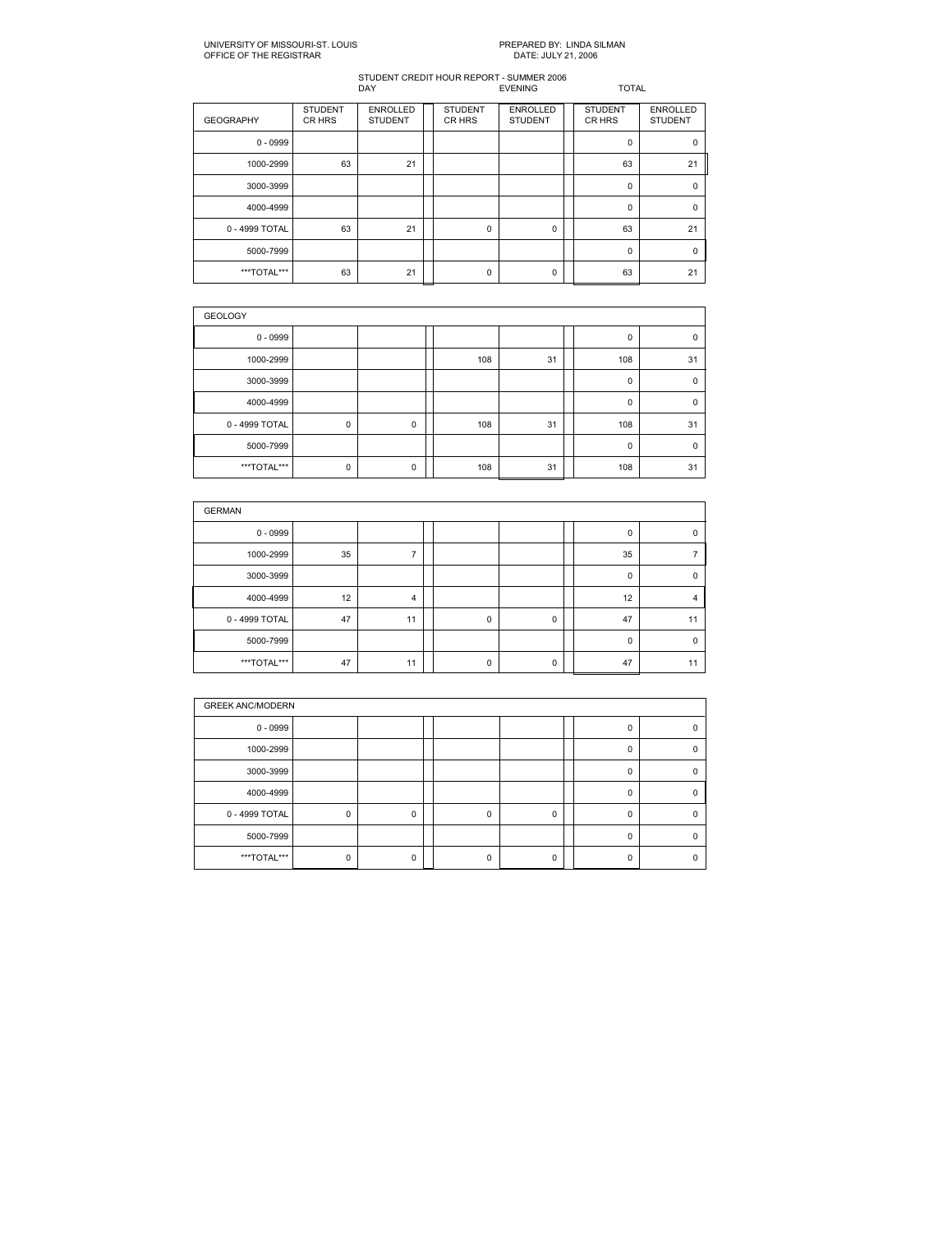UNIVERSITY OF MISSOURI-ST. LOUIS
OFFICE OF THE REGISTRAR

PREPARED BY: LINDA SILMAN
DATE: JULY 21, 2006

STUDENT CREDIT HOUR REPORT - SUMMER 2006

| | DAY | | EVENING | | TOTAL | |
|---|---|---|---|---|---|---|
| GEOGRAPHY | STUDENT CR HRS | ENROLLED STUDENT | STUDENT CR HRS | ENROLLED STUDENT | STUDENT CR HRS | ENROLLED STUDENT |
| 0 - 0999 | | | | | 0 | 0 |
| 1000-2999 | 63 | 21 | | | 63 | 21 |
| 3000-3999 | | | | | 0 | 0 |
| 4000-4999 | | | | | 0 | 0 |
| 0 - 4999 TOTAL | 63 | 21 | 0 | 0 | 63 | 21 |
| 5000-7999 | | | | | 0 | 0 |
| ***TOTAL*** | 63 | 21 | 0 | 0 | 63 | 21 |

| GEOLOGY | | | | | | |
|---|---|---|---|---|---|---|
| 0 - 0999 | | | | | 0 | 0 |
| 1000-2999 | | | 108 | 31 | 108 | 31 |
| 3000-3999 | | | | | 0 | 0 |
| 4000-4999 | | | | | 0 | 0 |
| 0 - 4999 TOTAL | 0 | 0 | 108 | 31 | 108 | 31 |
| 5000-7999 | | | | | 0 | 0 |
| ***TOTAL*** | 0 | 0 | 108 | 31 | 108 | 31 |

| GERMAN | | | | | | |
|---|---|---|---|---|---|---|
| 0 - 0999 | | | | | 0 | 0 |
| 1000-2999 | 35 | 7 | | | 35 | 7 |
| 3000-3999 | | | | | 0 | 0 |
| 4000-4999 | 12 | 4 | | | 12 | 4 |
| 0 - 4999 TOTAL | 47 | 11 | 0 | 0 | 47 | 11 |
| 5000-7999 | | | | | 0 | 0 |
| ***TOTAL*** | 47 | 11 | 0 | 0 | 47 | 11 |

| GREEK ANC/MODERN | | | | | | |
|---|---|---|---|---|---|---|
| 0 - 0999 | | | | | 0 | 0 |
| 1000-2999 | | | | | 0 | 0 |
| 3000-3999 | | | | | 0 | 0 |
| 4000-4999 | | | | | 0 | 0 |
| 0 - 4999 TOTAL | 0 | 0 | 0 | 0 | 0 | 0 |
| 5000-7999 | | | | | 0 | 0 |
| ***TOTAL*** | 0 | 0 | 0 | 0 | 0 | 0 |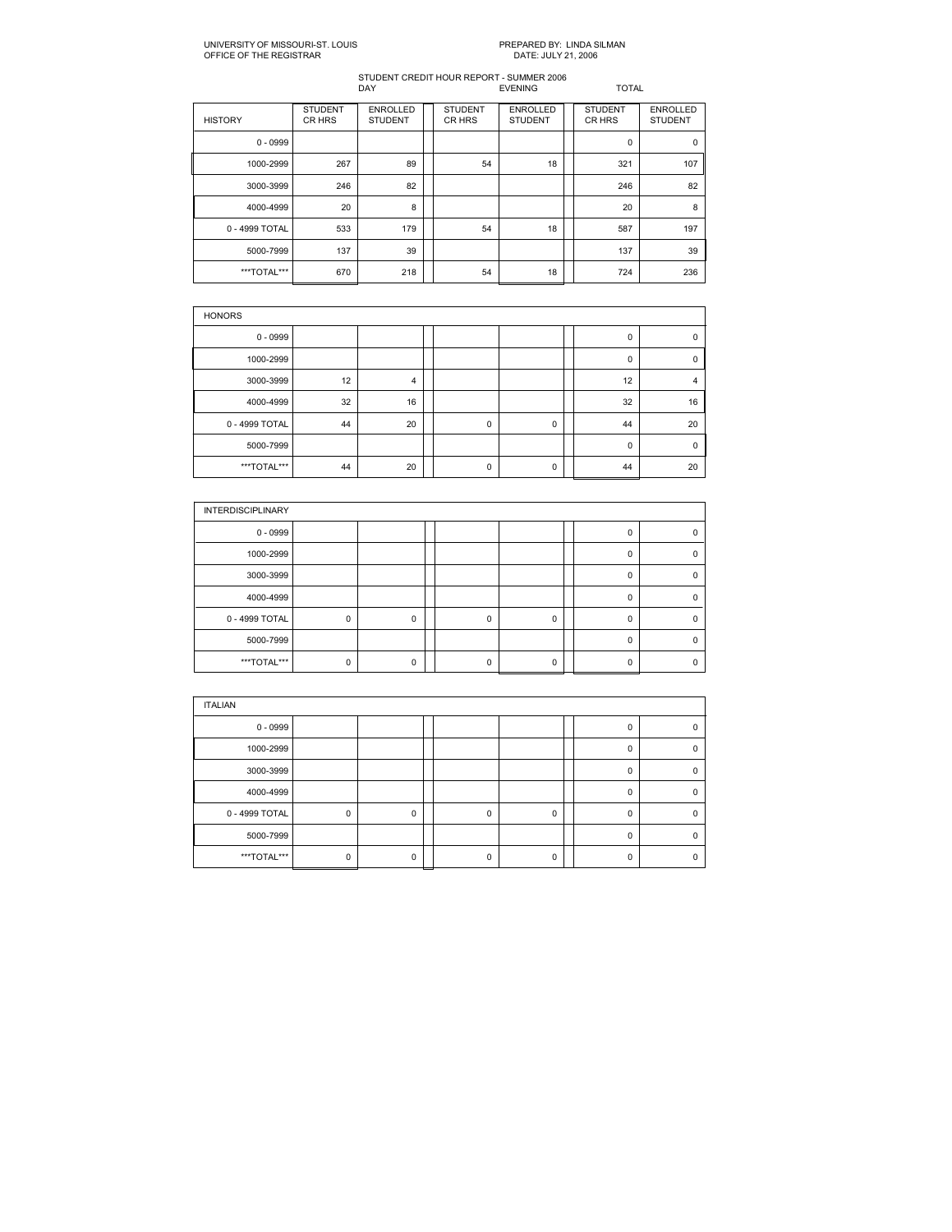UNIVERSITY OF MISSOURI-ST. LOUIS
OFFICE OF THE REGISTRAR

PREPARED BY: LINDA SILMAN
DATE: JULY 21, 2006

STUDENT CREDIT HOUR REPORT - SUMMER 2006

| | DAY | | EVENING | | TOTAL | |
|---|---|---|---|---|---|---|
| HISTORY | STUDENT CR HRS | ENROLLED STUDENT | STUDENT CR HRS | ENROLLED STUDENT | STUDENT CR HRS | ENROLLED STUDENT |
| 0 - 0999 | | | | | 0 | 0 |
| 1000-2999 | 267 | 89 | 54 | 18 | 321 | 107 |
| 3000-3999 | 246 | 82 | | | 246 | 82 |
| 4000-4999 | 20 | 8 | | | 20 | 8 |
| 0 - 4999 TOTAL | 533 | 179 | 54 | 18 | 587 | 197 |
| 5000-7999 | 137 | 39 | | | 137 | 39 |
| ***TOTAL*** | 670 | 218 | 54 | 18 | 724 | 236 |

| HONORS | | | | | | |
|---|---|---|---|---|---|---|
| 0 - 0999 | | | | | 0 | 0 |
| 1000-2999 | | | | | 0 | 0 |
| 3000-3999 | 12 | 4 | | | 12 | 4 |
| 4000-4999 | 32 | 16 | | | 32 | 16 |
| 0 - 4999 TOTAL | 44 | 20 | 0 | 0 | 44 | 20 |
| 5000-7999 | | | | | 0 | 0 |
| ***TOTAL*** | 44 | 20 | 0 | 0 | 44 | 20 |

| INTERDISCIPLINARY | | | | | | |
|---|---|---|---|---|---|---|
| 0 - 0999 | | | | | 0 | 0 |
| 1000-2999 | | | | | 0 | 0 |
| 3000-3999 | | | | | 0 | 0 |
| 4000-4999 | | | | | 0 | 0 |
| 0 - 4999 TOTAL | 0 | 0 | 0 | 0 | 0 | 0 |
| 5000-7999 | | | | | 0 | 0 |
| ***TOTAL*** | 0 | 0 | 0 | 0 | 0 | 0 |

| ITALIAN | | | | | | |
|---|---|---|---|---|---|---|
| 0 - 0999 | | | | | 0 | 0 |
| 1000-2999 | | | | | 0 | 0 |
| 3000-3999 | | | | | 0 | 0 |
| 4000-4999 | | | | | 0 | 0 |
| 0 - 4999 TOTAL | 0 | 0 | 0 | 0 | 0 | 0 |
| 5000-7999 | | | | | 0 | 0 |
| ***TOTAL*** | 0 | 0 | 0 | 0 | 0 | 0 |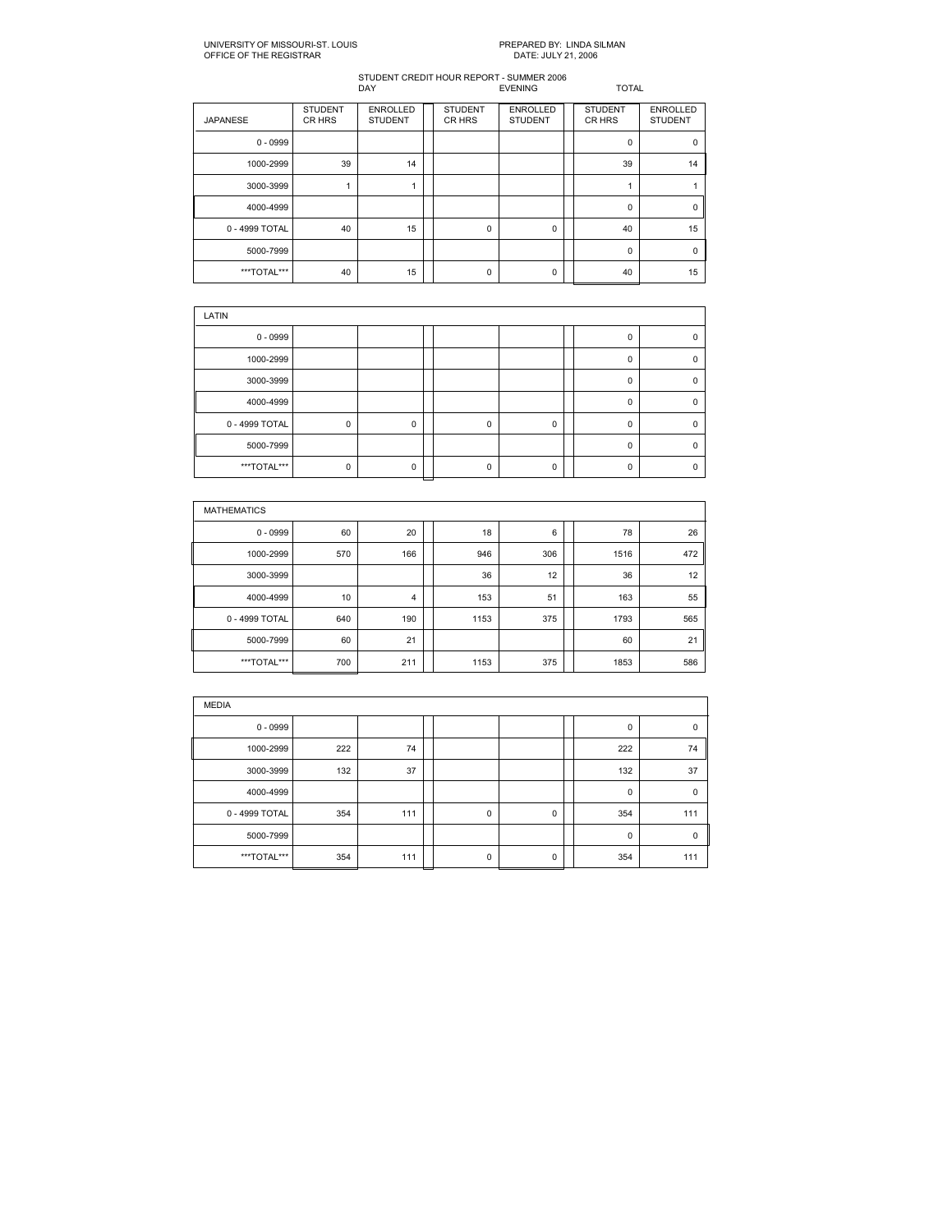UNIVERSITY OF MISSOURI-ST. LOUIS
OFFICE OF THE REGISTRAR

PREPARED BY: LINDA SILMAN
DATE: JULY 21, 2006

STUDENT CREDIT HOUR REPORT - SUMMER 2006

| | DAY | | EVENING | | TOTAL | |
|---|---|---|---|---|---|---|
| JAPANESE | STUDENT CR HRS | ENROLLED STUDENT | STUDENT CR HRS | ENROLLED STUDENT | STUDENT CR HRS | ENROLLED STUDENT |
| 0 - 0999 | | | | | 0 | 0 |
| 1000-2999 | 39 | 14 | | | 39 | 14 |
| 3000-3999 | 1 | 1 | | | 1 | 1 |
| 4000-4999 | | | | | 0 | 0 |
| 0 - 4999 TOTAL | 40 | 15 | 0 | 0 | 40 | 15 |
| 5000-7999 | | | | | 0 | 0 |
| ***TOTAL*** | 40 | 15 | 0 | 0 | 40 | 15 |

| LATIN | | | | | | |
|---|---|---|---|---|---|---|
| 0 - 0999 | | | | | 0 | 0 |
| 1000-2999 | | | | | 0 | 0 |
| 3000-3999 | | | | | 0 | 0 |
| 4000-4999 | | | | | 0 | 0 |
| 0 - 4999 TOTAL | 0 | 0 | 0 | 0 | 0 | 0 |
| 5000-7999 | | | | | 0 | 0 |
| ***TOTAL*** | 0 | 0 | 0 | 0 | 0 | 0 |

| MATHEMATICS | | | | | | |
|---|---|---|---|---|---|---|
| 0 - 0999 | 60 | 20 | 18 | 6 | 78 | 26 |
| 1000-2999 | 570 | 166 | 946 | 306 | 1516 | 472 |
| 3000-3999 | | | 36 | 12 | 36 | 12 |
| 4000-4999 | 10 | 4 | 153 | 51 | 163 | 55 |
| 0 - 4999 TOTAL | 640 | 190 | 1153 | 375 | 1793 | 565 |
| 5000-7999 | 60 | 21 | | | 60 | 21 |
| ***TOTAL*** | 700 | 211 | 1153 | 375 | 1853 | 586 |

| MEDIA | | | | | | |
|---|---|---|---|---|---|---|
| 0 - 0999 | | | | | 0 | 0 |
| 1000-2999 | 222 | 74 | | | 222 | 74 |
| 3000-3999 | 132 | 37 | | | 132 | 37 |
| 4000-4999 | | | | | 0 | 0 |
| 0 - 4999 TOTAL | 354 | 111 | 0 | 0 | 354 | 111 |
| 5000-7999 | | | | | 0 | 0 |
| ***TOTAL*** | 354 | 111 | 0 | 0 | 354 | 111 |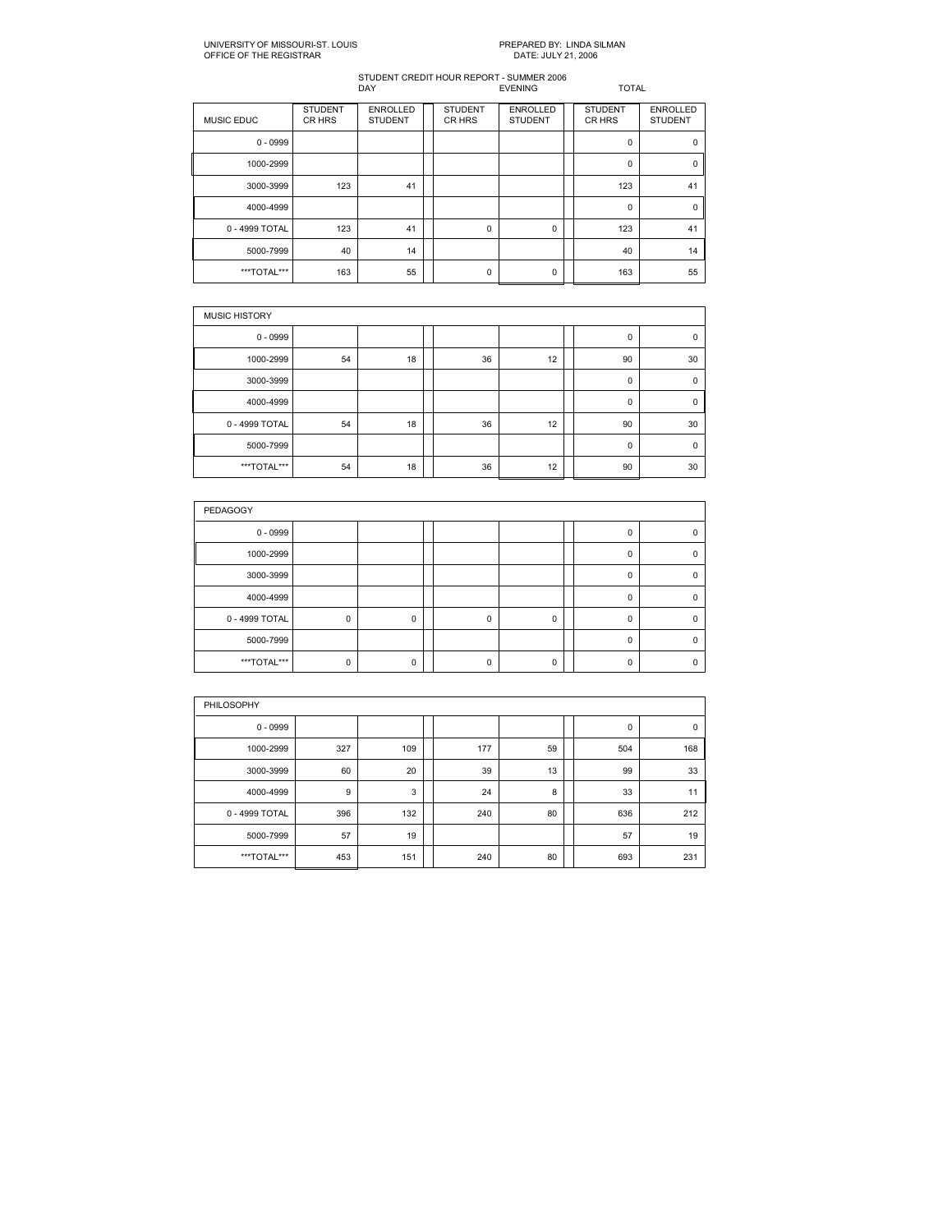UNIVERSITY OF MISSOURI-ST. LOUIS
OFFICE OF THE REGISTRAR

PREPARED BY: LINDA SILMAN
DATE: JULY 21, 2006

STUDENT CREDIT HOUR REPORT - SUMMER 2006

| | DAY | | EVENING | | TOTAL | |
|---|---|---|---|---|---|---|
| MUSIC EDUC | STUDENT CR HRS | ENROLLED STUDENT | STUDENT CR HRS | ENROLLED STUDENT | STUDENT CR HRS | ENROLLED STUDENT |
| 0 - 0999 | | | | | 0 | 0 |
| 1000-2999 | | | | | 0 | 0 |
| 3000-3999 | 123 | 41 | | | 123 | 41 |
| 4000-4999 | | | | | 0 | 0 |
| 0 - 4999 TOTAL | 123 | 41 | 0 | 0 | 123 | 41 |
| 5000-7999 | 40 | 14 | | | 40 | 14 |
| ***TOTAL*** | 163 | 55 | 0 | 0 | 163 | 55 |

| MUSIC HISTORY | | | | | | |
|---|---|---|---|---|---|---|
| 0 - 0999 | | | | | 0 | 0 |
| 1000-2999 | 54 | 18 | 36 | 12 | 90 | 30 |
| 3000-3999 | | | | | 0 | 0 |
| 4000-4999 | | | | | 0 | 0 |
| 0 - 4999 TOTAL | 54 | 18 | 36 | 12 | 90 | 30 |
| 5000-7999 | | | | | 0 | 0 |
| ***TOTAL*** | 54 | 18 | 36 | 12 | 90 | 30 |

| PEDAGOGY | | | | | | |
|---|---|---|---|---|---|---|
| 0 - 0999 | | | | | 0 | 0 |
| 1000-2999 | | | | | 0 | 0 |
| 3000-3999 | | | | | 0 | 0 |
| 4000-4999 | | | | | 0 | 0 |
| 0 - 4999 TOTAL | 0 | 0 | 0 | 0 | 0 | 0 |
| 5000-7999 | | | | | 0 | 0 |
| ***TOTAL*** | 0 | 0 | 0 | 0 | 0 | 0 |

| PHILOSOPHY | | | | | | |
|---|---|---|---|---|---|---|
| 0 - 0999 | | | | | 0 | 0 |
| 1000-2999 | 327 | 109 | 177 | 59 | 504 | 168 |
| 3000-3999 | 60 | 20 | 39 | 13 | 99 | 33 |
| 4000-4999 | 9 | 3 | 24 | 8 | 33 | 11 |
| 0 - 4999 TOTAL | 396 | 132 | 240 | 80 | 636 | 212 |
| 5000-7999 | 57 | 19 | | | 57 | 19 |
| ***TOTAL*** | 453 | 151 | 240 | 80 | 693 | 231 |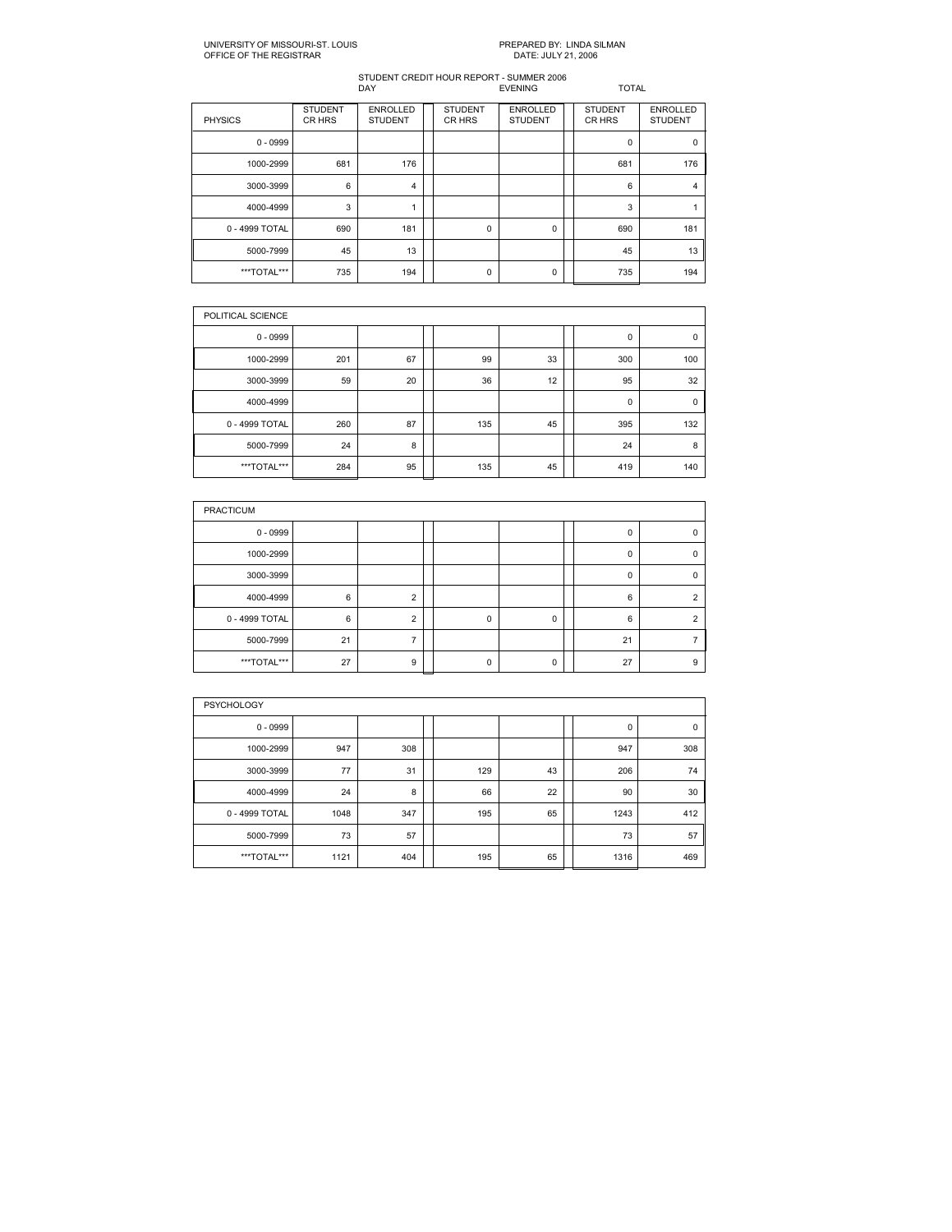UNIVERSITY OF MISSOURI-ST. LOUIS
OFFICE OF THE REGISTRAR

PREPARED BY: LINDA SILMAN
DATE: JULY 21, 2006

STUDENT CREDIT HOUR REPORT - SUMMER 2006

| | DAY | | EVENING | | TOTAL | |
|---|---|---|---|---|---|---|
| PHYSICS | STUDENT CR HRS | ENROLLED STUDENT | STUDENT CR HRS | ENROLLED STUDENT | STUDENT CR HRS | ENROLLED STUDENT |
| 0 - 0999 | | | | | 0 | 0 |
| 1000-2999 | 681 | 176 | | | 681 | 176 |
| 3000-3999 | 6 | 4 | | | 6 | 4 |
| 4000-4999 | 3 | 1 | | | 3 | 1 |
| 0 - 4999 TOTAL | 690 | 181 | 0 | 0 | 690 | 181 |
| 5000-7999 | 45 | 13 | | | 45 | 13 |
| ***TOTAL*** | 735 | 194 | 0 | 0 | 735 | 194 |

| POLITICAL SCIENCE | | | | | | |
|---|---|---|---|---|---|---|
| 0 - 0999 | | | | | 0 | 0 |
| 1000-2999 | 201 | 67 | 99 | 33 | 300 | 100 |
| 3000-3999 | 59 | 20 | 36 | 12 | 95 | 32 |
| 4000-4999 | | | | | 0 | 0 |
| 0 - 4999 TOTAL | 260 | 87 | 135 | 45 | 395 | 132 |
| 5000-7999 | 24 | 8 | | | 24 | 8 |
| ***TOTAL*** | 284 | 95 | 135 | 45 | 419 | 140 |

| PRACTICUM | | | | | | |
|---|---|---|---|---|---|---|
| 0 - 0999 | | | | | 0 | 0 |
| 1000-2999 | | | | | 0 | 0 |
| 3000-3999 | | | | | 0 | 0 |
| 4000-4999 | 6 | 2 | | | 6 | 2 |
| 0 - 4999 TOTAL | 6 | 2 | 0 | 0 | 6 | 2 |
| 5000-7999 | 21 | 7 | | | 21 | 7 |
| ***TOTAL*** | 27 | 9 | 0 | 0 | 27 | 9 |

| PSYCHOLOGY | | | | | | |
|---|---|---|---|---|---|---|
| 0 - 0999 | | | | | 0 | 0 |
| 1000-2999 | 947 | 308 | | | 947 | 308 |
| 3000-3999 | 77 | 31 | 129 | 43 | 206 | 74 |
| 4000-4999 | 24 | 8 | 66 | 22 | 90 | 30 |
| 0 - 4999 TOTAL | 1048 | 347 | 195 | 65 | 1243 | 412 |
| 5000-7999 | 73 | 57 | | | 73 | 57 |
| ***TOTAL*** | 1121 | 404 | 195 | 65 | 1316 | 469 |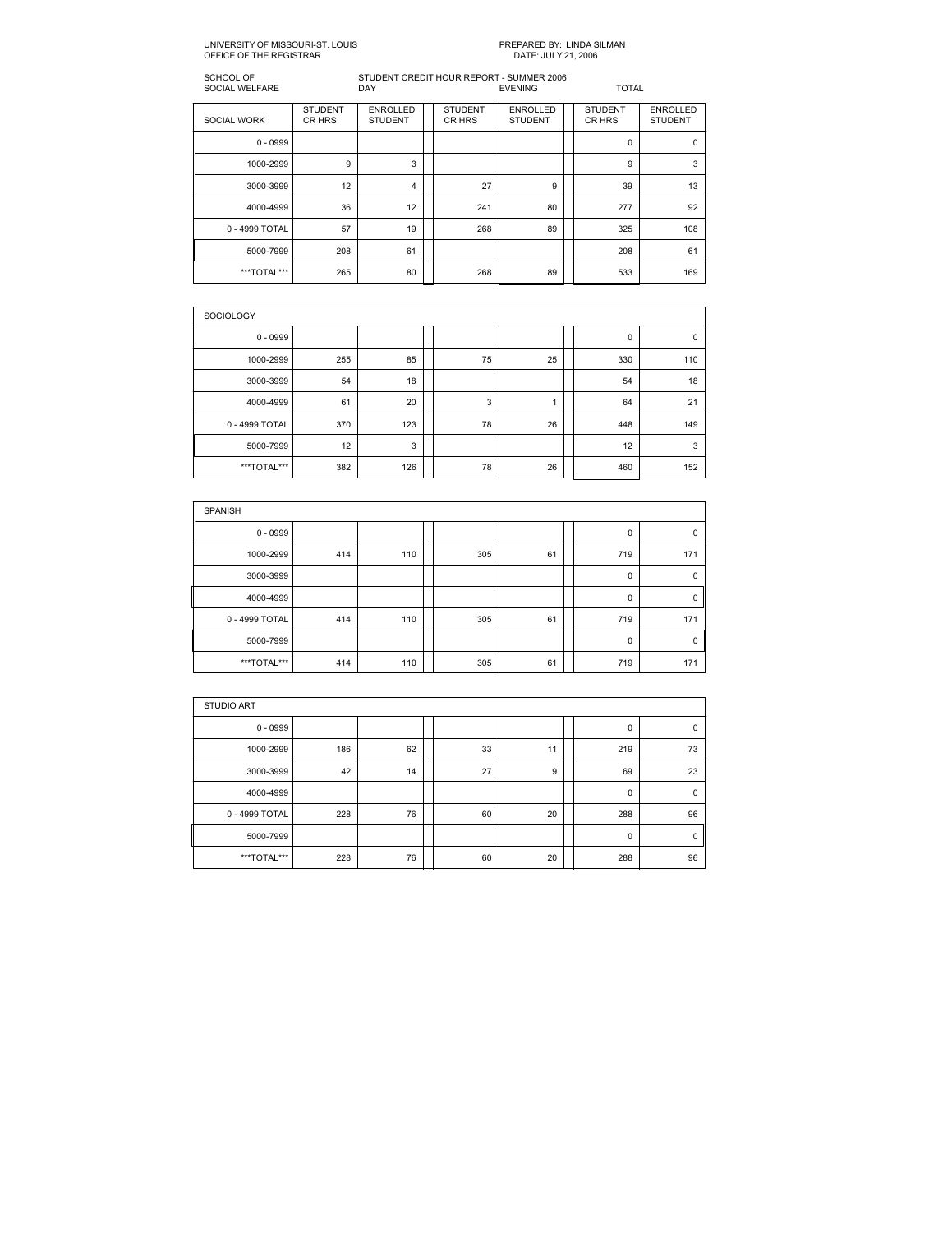UNIVERSITY OF MISSOURI-ST. LOUIS
OFFICE OF THE REGISTRAR

PREPARED BY: LINDA SILMAN
DATE: JULY 21, 2006

SCHOOL OF SOCIAL WELFARE

STUDENT CREDIT HOUR REPORT - SUMMER 2006

| | DAY | | EVENING | | TOTAL | |
|---|---|---|---|---|---|---|
| SOCIAL WORK | STUDENT CR HRS | ENROLLED STUDENT | STUDENT CR HRS | ENROLLED STUDENT | STUDENT CR HRS | ENROLLED STUDENT |
| 0 - 0999 | | | | | 0 | 0 |
| 1000-2999 | 9 | 3 | | | 9 | 3 |
| 3000-3999 | 12 | 4 | 27 | 9 | 39 | 13 |
| 4000-4999 | 36 | 12 | 241 | 80 | 277 | 92 |
| 0 - 4999 TOTAL | 57 | 19 | 268 | 89 | 325 | 108 |
| 5000-7999 | 208 | 61 | | | 208 | 61 |
| ***TOTAL*** | 265 | 80 | 268 | 89 | 533 | 169 |

| SOCIOLOGY | | | | | | |
|---|---|---|---|---|---|---|
| 0 - 0999 | | | | | 0 | 0 |
| 1000-2999 | 255 | 85 | 75 | 25 | 330 | 110 |
| 3000-3999 | 54 | 18 | | | 54 | 18 |
| 4000-4999 | 61 | 20 | 3 | 1 | 64 | 21 |
| 0 - 4999 TOTAL | 370 | 123 | 78 | 26 | 448 | 149 |
| 5000-7999 | 12 | 3 | | | 12 | 3 |
| ***TOTAL*** | 382 | 126 | 78 | 26 | 460 | 152 |

| SPANISH | | | | | | |
|---|---|---|---|---|---|---|
| 0 - 0999 | | | | | 0 | 0 |
| 1000-2999 | 414 | 110 | 305 | 61 | 719 | 171 |
| 3000-3999 | | | | | 0 | 0 |
| 4000-4999 | | | | | 0 | 0 |
| 0 - 4999 TOTAL | 414 | 110 | 305 | 61 | 719 | 171 |
| 5000-7999 | | | | | 0 | 0 |
| ***TOTAL*** | 414 | 110 | 305 | 61 | 719 | 171 |

| STUDIO ART | | | | | | |
|---|---|---|---|---|---|---|
| 0 - 0999 | | | | | 0 | 0 |
| 1000-2999 | 186 | 62 | 33 | 11 | 219 | 73 |
| 3000-3999 | 42 | 14 | 27 | 9 | 69 | 23 |
| 4000-4999 | | | | | 0 | 0 |
| 0 - 4999 TOTAL | 228 | 76 | 60 | 20 | 288 | 96 |
| 5000-7999 | | | | | 0 | 0 |
| ***TOTAL*** | 228 | 76 | 60 | 20 | 288 | 96 |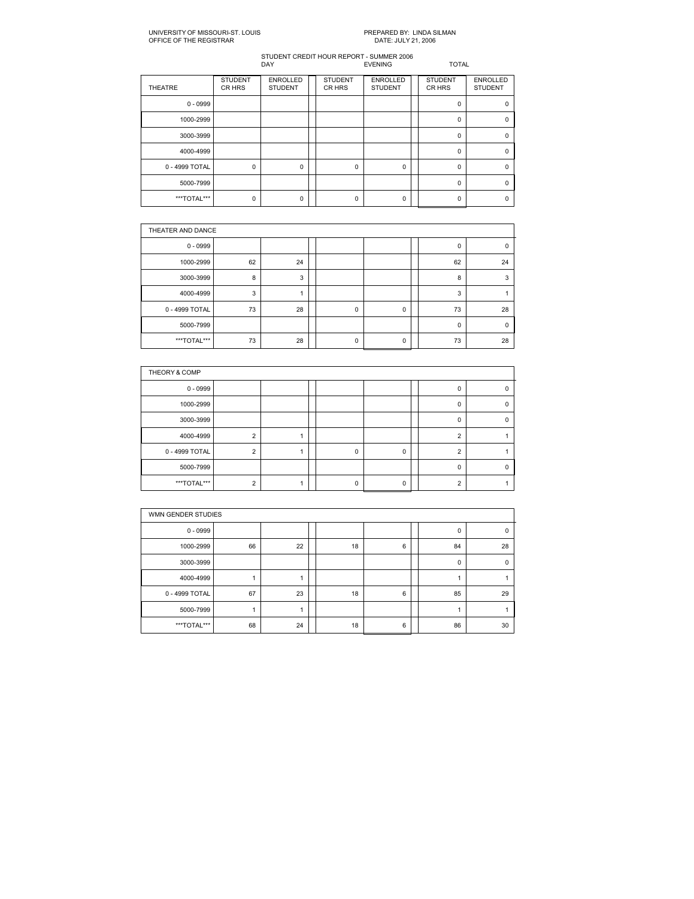UNIVERSITY OF MISSOURI-ST. LOUIS
OFFICE OF THE REGISTRAR

PREPARED BY: LINDA SILMAN
DATE: JULY 21, 2006

STUDENT CREDIT HOUR REPORT - SUMMER 2006

| | DAY | | EVENING | | TOTAL | |
|---|---|---|---|---|---|---|
| THEATRE | STUDENT CR HRS | ENROLLED STUDENT | STUDENT CR HRS | ENROLLED STUDENT | STUDENT CR HRS | ENROLLED STUDENT |
| 0 - 0999 | | | | | 0 | 0 |
| 1000-2999 | | | | | 0 | 0 |
| 3000-3999 | | | | | 0 | 0 |
| 4000-4999 | | | | | 0 | 0 |
| 0 - 4999 TOTAL | 0 | 0 | 0 | 0 | 0 | 0 |
| 5000-7999 | | | | | 0 | 0 |
| ***TOTAL*** | 0 | 0 | 0 | 0 | 0 | 0 |

| THEATER AND DANCE | | | | | | |
|---|---|---|---|---|---|---|
| 0 - 0999 | | | | | 0 | 0 |
| 1000-2999 | 62 | 24 | | | 62 | 24 |
| 3000-3999 | 8 | 3 | | | 8 | 3 |
| 4000-4999 | 3 | 1 | | | 3 | 1 |
| 0 - 4999 TOTAL | 73 | 28 | 0 | 0 | 73 | 28 |
| 5000-7999 | | | | | 0 | 0 |
| ***TOTAL*** | 73 | 28 | 0 | 0 | 73 | 28 |

| THEORY & COMP | | | | | | |
|---|---|---|---|---|---|---|
| 0 - 0999 | | | | | 0 | 0 |
| 1000-2999 | | | | | 0 | 0 |
| 3000-3999 | | | | | 0 | 0 |
| 4000-4999 | 2 | 1 | | | 2 | 1 |
| 0 - 4999 TOTAL | 2 | 1 | 0 | 0 | 2 | 1 |
| 5000-7999 | | | | | 0 | 0 |
| ***TOTAL*** | 2 | 1 | 0 | 0 | 2 | 1 |

| WMN GENDER STUDIES | | | | | | |
|---|---|---|---|---|---|---|
| 0 - 0999 | | | | | 0 | 0 |
| 1000-2999 | 66 | 22 | 18 | 6 | 84 | 28 |
| 3000-3999 | | | | | 0 | 0 |
| 4000-4999 | 1 | 1 | | | 1 | 1 |
| 0 - 4999 TOTAL | 67 | 23 | 18 | 6 | 85 | 29 |
| 5000-7999 | 1 | 1 | | | 1 | 1 |
| ***TOTAL*** | 68 | 24 | 18 | 6 | 86 | 30 |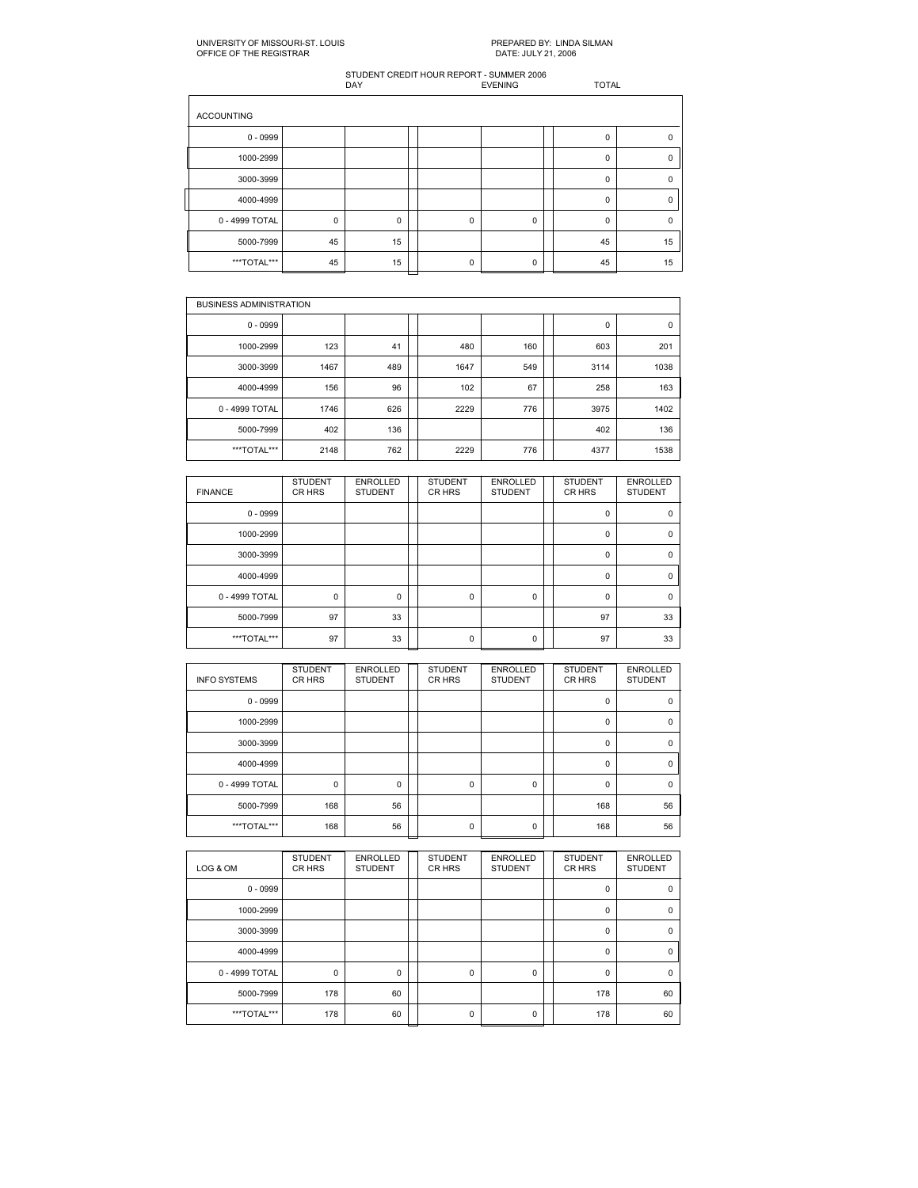UNIVERSITY OF MISSOURI-ST. LOUIS
OFFICE OF THE REGISTRAR

PREPARED BY: LINDA SILMAN
DATE: JULY 21, 2006

STUDENT CREDIT HOUR REPORT - SUMMER 2006

| ACCOUNTING | DAY | | EVENING | | TOTAL | |
|---|---|---|---|---|---|---|
| 0 - 0999 | | | | | 0 | 0 |
| 1000-2999 | | | | | 0 | 0 |
| 3000-3999 | | | | | 0 | 0 |
| 4000-4999 | | | | | 0 | 0 |
| 0 - 4999 TOTAL | 0 | 0 | 0 | 0 | 0 | 0 |
| 5000-7999 | 45 | 15 | | | 45 | 15 |
| ***TOTAL*** | 45 | 15 | 0 | 0 | 45 | 15 |

| BUSINESS ADMINISTRATION | | | | | | |
|---|---|---|---|---|---|---|
| 0 - 0999 | | | | | 0 | 0 |
| 1000-2999 | 123 | 41 | 480 | 160 | 603 | 201 |
| 3000-3999 | 1467 | 489 | 1647 | 549 | 3114 | 1038 |
| 4000-4999 | 156 | 96 | 102 | 67 | 258 | 163 |
| 0 - 4999 TOTAL | 1746 | 626 | 2229 | 776 | 3975 | 1402 |
| 5000-7999 | 402 | 136 | | | 402 | 136 |
| ***TOTAL*** | 2148 | 762 | 2229 | 776 | 4377 | 1538 |

| FINANCE | STUDENT CR HRS | ENROLLED STUDENT | STUDENT CR HRS | ENROLLED STUDENT | STUDENT CR HRS | ENROLLED STUDENT |
|---|---|---|---|---|---|---|
| 0 - 0999 | | | | | 0 | 0 |
| 1000-2999 | | | | | 0 | 0 |
| 3000-3999 | | | | | 0 | 0 |
| 4000-4999 | | | | | 0 | 0 |
| 0 - 4999 TOTAL | 0 | 0 | 0 | 0 | 0 | 0 |
| 5000-7999 | 97 | 33 | | | 97 | 33 |
| ***TOTAL*** | 97 | 33 | 0 | 0 | 97 | 33 |

| INFO SYSTEMS | STUDENT CR HRS | ENROLLED STUDENT | STUDENT CR HRS | ENROLLED STUDENT | STUDENT CR HRS | ENROLLED STUDENT |
|---|---|---|---|---|---|---|
| 0 - 0999 | | | | | 0 | 0 |
| 1000-2999 | | | | | 0 | 0 |
| 3000-3999 | | | | | 0 | 0 |
| 4000-4999 | | | | | 0 | 0 |
| 0 - 4999 TOTAL | 0 | 0 | 0 | 0 | 0 | 0 |
| 5000-7999 | 168 | 56 | | | 168 | 56 |
| ***TOTAL*** | 168 | 56 | 0 | 0 | 168 | 56 |

| LOG & OM | STUDENT CR HRS | ENROLLED STUDENT | STUDENT CR HRS | ENROLLED STUDENT | STUDENT CR HRS | ENROLLED STUDENT |
|---|---|---|---|---|---|---|
| 0 - 0999 | | | | | 0 | 0 |
| 1000-2999 | | | | | 0 | 0 |
| 3000-3999 | | | | | 0 | 0 |
| 4000-4999 | | | | | 0 | 0 |
| 0 - 4999 TOTAL | 0 | 0 | 0 | 0 | 0 | 0 |
| 5000-7999 | 178 | 60 | | | 178 | 60 |
| ***TOTAL*** | 178 | 60 | 0 | 0 | 178 | 60 |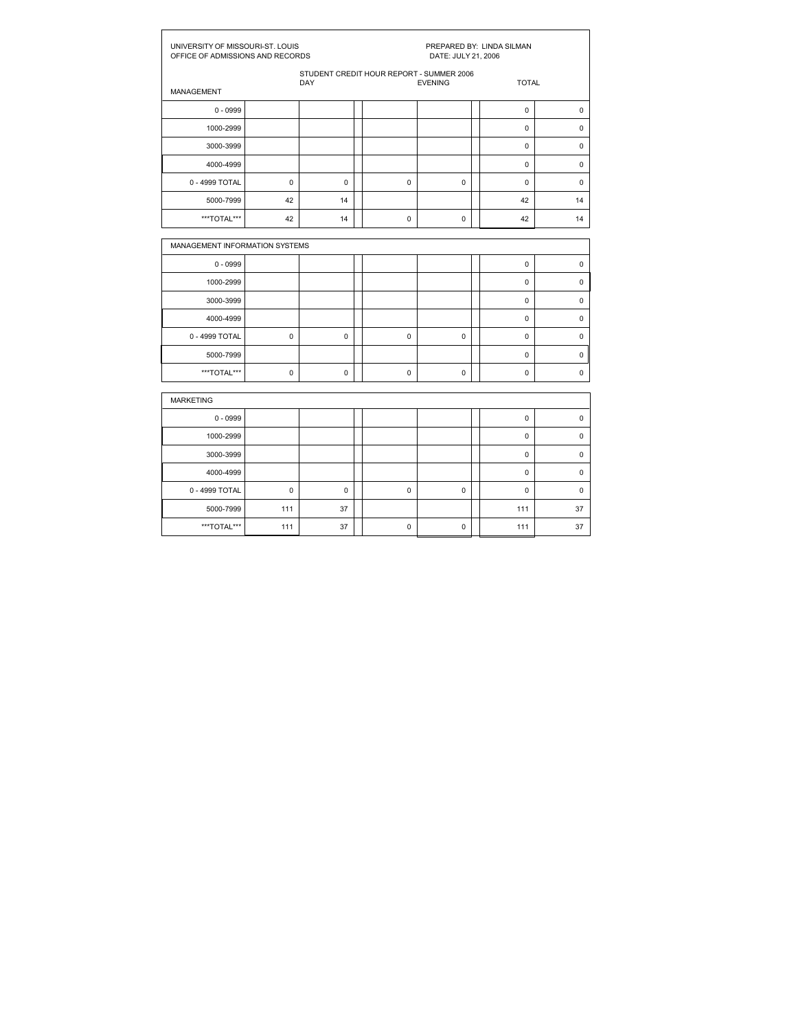UNIVERSITY OF MISSOURI-ST. LOUIS
OFFICE OF ADMISSIONS AND RECORDS

PREPARED BY: LINDA SILMAN
DATE: JULY 21, 2006

STUDENT CREDIT HOUR REPORT - SUMMER 2006

| MANAGEMENT | DAY | | | EVENING | | | TOTAL | |
|---|---|---|---|---|---|---|---|---|
| 0 - 0999 | | | | | | | 0 | 0 |
| 1000-2999 | | | | | | | 0 | 0 |
| 3000-3999 | | | | | | | 0 | 0 |
| 4000-4999 | | | | | | | 0 | 0 |
| 0 - 4999 TOTAL | 0 | 0 | | 0 | 0 | | 0 | 0 |
| 5000-7999 | 42 | 14 | | | | | 42 | 14 |
| ***TOTAL*** | 42 | 14 | | 0 | 0 | | 42 | 14 |

| MANAGEMENT INFORMATION SYSTEMS | | | | | | | | |
|---|---|---|---|---|---|---|---|---|
| 0 - 0999 | | | | | | | 0 | 0 |
| 1000-2999 | | | | | | | 0 | 0 |
| 3000-3999 | | | | | | | 0 | 0 |
| 4000-4999 | | | | | | | 0 | 0 |
| 0 - 4999 TOTAL | 0 | 0 | | 0 | 0 | | 0 | 0 |
| 5000-7999 | | | | | | | 0 | 0 |
| ***TOTAL*** | 0 | 0 | | 0 | 0 | | 0 | 0 |

| MARKETING | | | | | | | | |
|---|---|---|---|---|---|---|---|---|
| 0 - 0999 | | | | | | | 0 | 0 |
| 1000-2999 | | | | | | | 0 | 0 |
| 3000-3999 | | | | | | | 0 | 0 |
| 4000-4999 | | | | | | | 0 | 0 |
| 0 - 4999 TOTAL | 0 | 0 | | 0 | 0 | | 0 | 0 |
| 5000-7999 | 111 | 37 | | | | | 111 | 37 |
| ***TOTAL*** | 111 | 37 | | 0 | 0 | | 111 | 37 |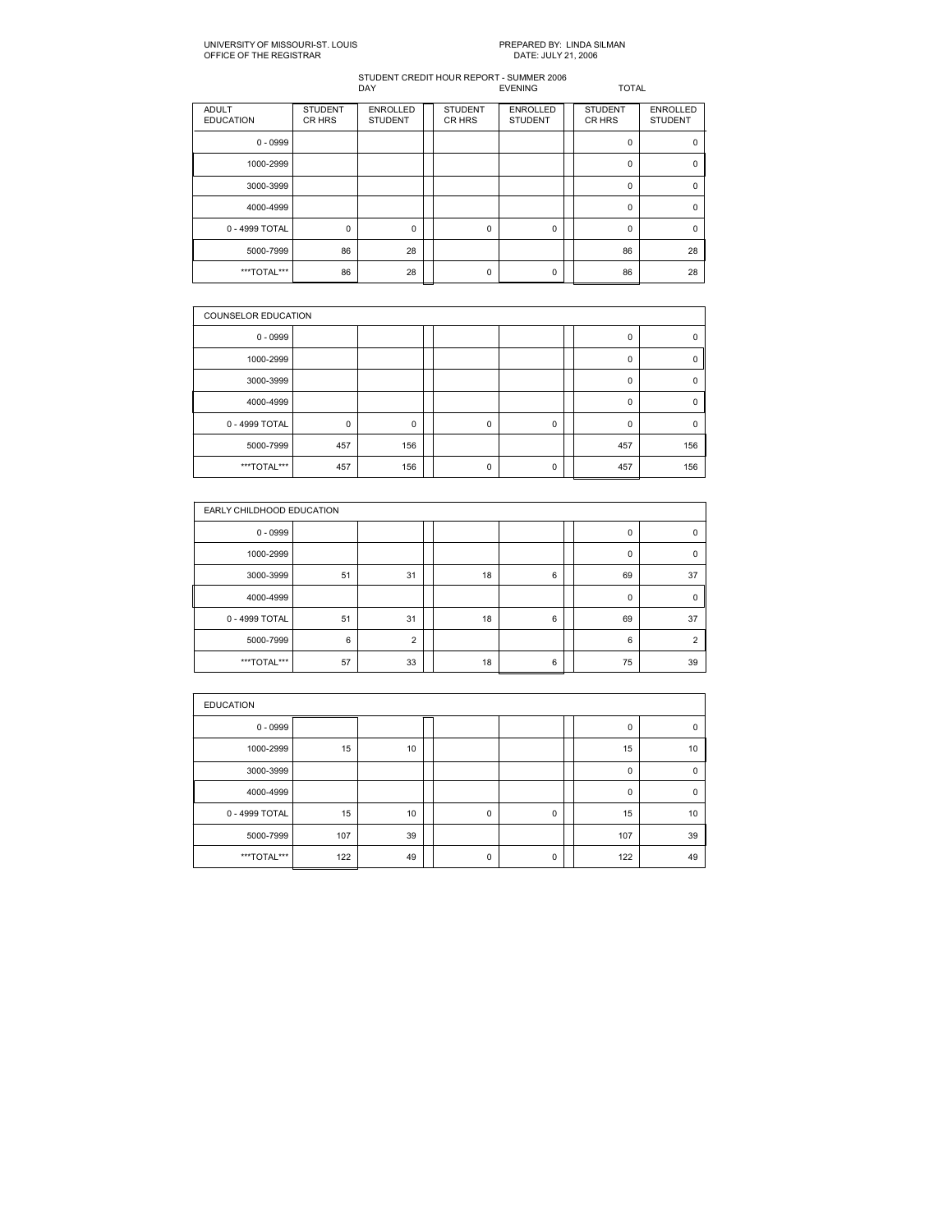UNIVERSITY OF MISSOURI-ST. LOUIS
OFFICE OF THE REGISTRAR

PREPARED BY: LINDA SILMAN
DATE: JULY 21, 2006

STUDENT CREDIT HOUR REPORT - SUMMER 2006

| | DAY | | EVENING | | TOTAL | |
|---|---|---|---|---|---|---|
| ADULT EDUCATION | STUDENT CR HRS | ENROLLED STUDENT | STUDENT CR HRS | ENROLLED STUDENT | STUDENT CR HRS | ENROLLED STUDENT |
| 0 - 0999 | | | | | 0 | 0 |
| 1000-2999 | | | | | 0 | 0 |
| 3000-3999 | | | | | 0 | 0 |
| 4000-4999 | | | | | 0 | 0 |
| 0 - 4999 TOTAL | 0 | 0 | 0 | 0 | 0 | 0 |
| 5000-7999 | 86 | 28 | | | 86 | 28 |
| ***TOTAL*** | 86 | 28 | 0 | 0 | 86 | 28 |

| COUNSELOR EDUCATION | | | | | | |
|---|---|---|---|---|---|---|
| 0 - 0999 | | | | | 0 | 0 |
| 1000-2999 | | | | | 0 | 0 |
| 3000-3999 | | | | | 0 | 0 |
| 4000-4999 | | | | | 0 | 0 |
| 0 - 4999 TOTAL | 0 | 0 | 0 | 0 | 0 | 0 |
| 5000-7999 | 457 | 156 | | | 457 | 156 |
| ***TOTAL*** | 457 | 156 | 0 | 0 | 457 | 156 |

| EARLY CHILDHOOD EDUCATION | | | | | | |
|---|---|---|---|---|---|---|
| 0 - 0999 | | | | | 0 | 0 |
| 1000-2999 | | | | | 0 | 0 |
| 3000-3999 | 51 | 31 | 18 | 6 | 69 | 37 |
| 4000-4999 | | | | | 0 | 0 |
| 0 - 4999 TOTAL | 51 | 31 | 18 | 6 | 69 | 37 |
| 5000-7999 | 6 | 2 | | | 6 | 2 |
| ***TOTAL*** | 57 | 33 | 18 | 6 | 75 | 39 |

| EDUCATION | | | | | | |
|---|---|---|---|---|---|---|
| 0 - 0999 | | | | | 0 | 0 |
| 1000-2999 | 15 | 10 | | | 15 | 10 |
| 3000-3999 | | | | | 0 | 0 |
| 4000-4999 | | | | | 0 | 0 |
| 0 - 4999 TOTAL | 15 | 10 | 0 | 0 | 15 | 10 |
| 5000-7999 | 107 | 39 | | | 107 | 39 |
| ***TOTAL*** | 122 | 49 | 0 | 0 | 122 | 49 |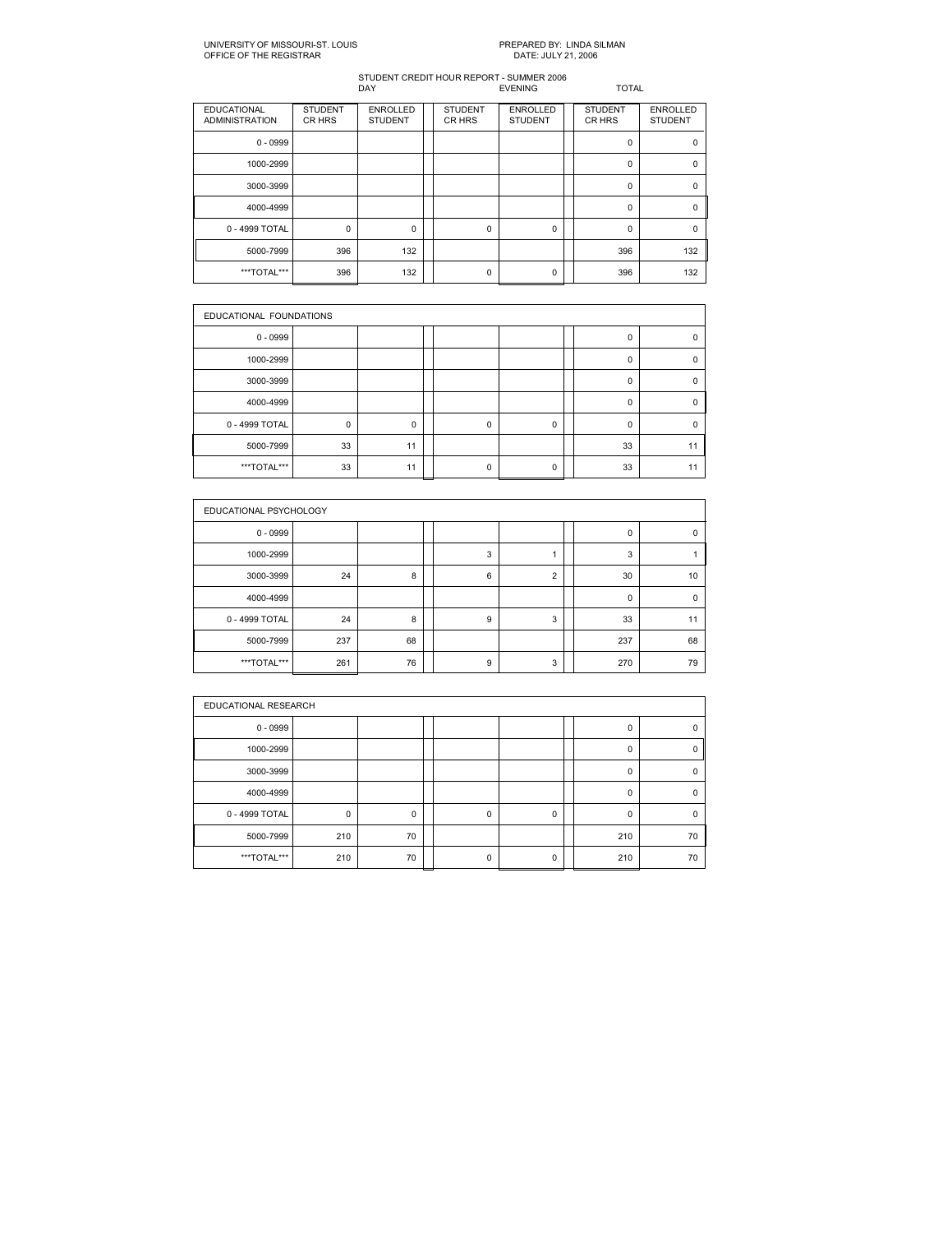UNIVERSITY OF MISSOURI-ST. LOUIS
OFFICE OF THE REGISTRAR

PREPARED BY: LINDA SILMAN
DATE: JULY 21, 2006

STUDENT CREDIT HOUR REPORT - SUMMER 2006

| | DAY | | EVENING | | TOTAL | |
|---|---|---|---|---|---|---|
| EDUCATIONAL ADMINISTRATION | STUDENT CR HRS | ENROLLED STUDENT | STUDENT CR HRS | ENROLLED STUDENT | STUDENT CR HRS | ENROLLED STUDENT |
| 0 - 0999 | | | | | 0 | 0 |
| 1000-2999 | | | | | 0 | 0 |
| 3000-3999 | | | | | 0 | 0 |
| 4000-4999 | | | | | 0 | 0 |
| 0 - 4999 TOTAL | 0 | 0 | 0 | 0 | 0 | 0 |
| 5000-7999 | 396 | 132 | | | 396 | 132 |
| ***TOTAL*** | 396 | 132 | 0 | 0 | 396 | 132 |

| EDUCATIONAL FOUNDATIONS | | | | | | |
|---|---|---|---|---|---|---|
| 0 - 0999 | | | | | 0 | 0 |
| 1000-2999 | | | | | 0 | 0 |
| 3000-3999 | | | | | 0 | 0 |
| 4000-4999 | | | | | 0 | 0 |
| 0 - 4999 TOTAL | 0 | 0 | 0 | 0 | 0 | 0 |
| 5000-7999 | 33 | 11 | | | 33 | 11 |
| ***TOTAL*** | 33 | 11 | 0 | 0 | 33 | 11 |

| EDUCATIONAL PSYCHOLOGY | | | | | | |
|---|---|---|---|---|---|---|
| 0 - 0999 | | | | | 0 | 0 |
| 1000-2999 | | | 3 | 1 | 3 | 1 |
| 3000-3999 | 24 | 8 | 6 | 2 | 30 | 10 |
| 4000-4999 | | | | | 0 | 0 |
| 0 - 4999 TOTAL | 24 | 8 | 9 | 3 | 33 | 11 |
| 5000-7999 | 237 | 68 | | | 237 | 68 |
| ***TOTAL*** | 261 | 76 | 9 | 3 | 270 | 79 |

| EDUCATIONAL RESEARCH | | | | | | |
|---|---|---|---|---|---|---|
| 0 - 0999 | | | | | 0 | 0 |
| 1000-2999 | | | | | 0 | 0 |
| 3000-3999 | | | | | 0 | 0 |
| 4000-4999 | | | | | 0 | 0 |
| 0 - 4999 TOTAL | 0 | 0 | 0 | 0 | 0 | 0 |
| 5000-7999 | 210 | 70 | | | 210 | 70 |
| ***TOTAL*** | 210 | 70 | 0 | 0 | 210 | 70 |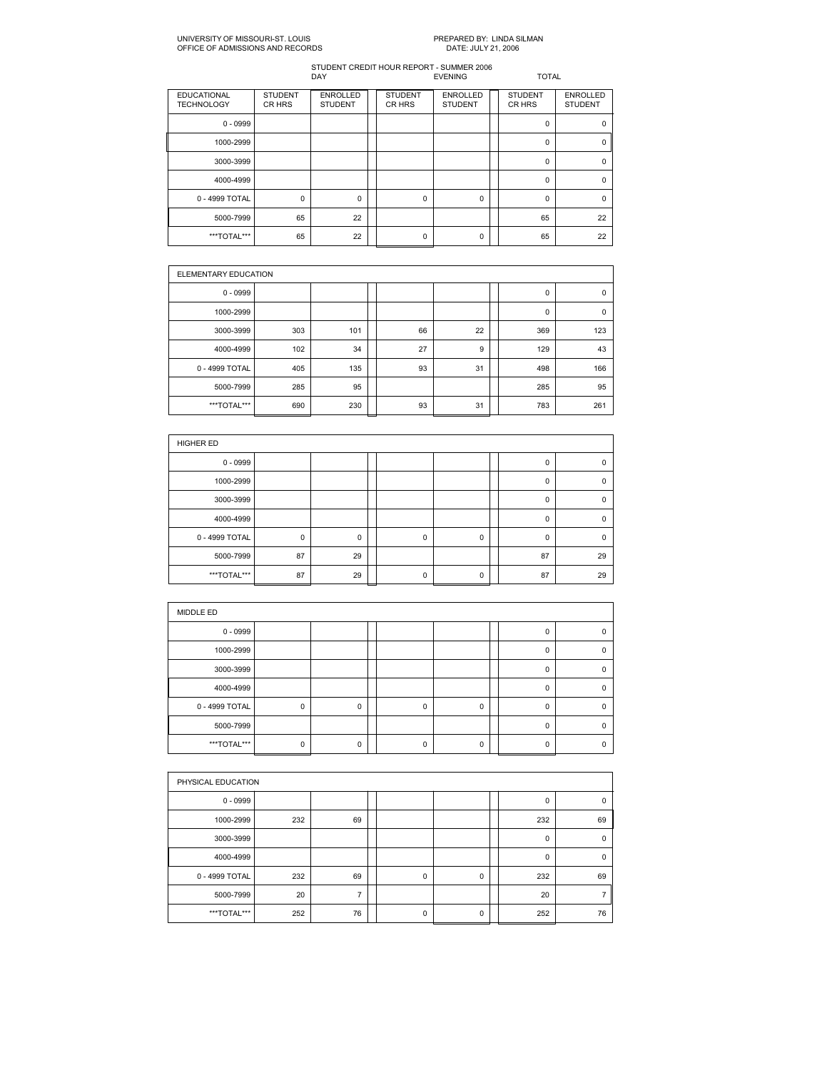UNIVERSITY OF MISSOURI-ST. LOUIS
OFFICE OF ADMISSIONS AND RECORDS

PREPARED BY: LINDA SILMAN
DATE: JULY 21, 2006

STUDENT CREDIT HOUR REPORT - SUMMER 2006

| | DAY | | EVENING | | TOTAL | |
|---|---|---|---|---|---|---|
| EDUCATIONAL TECHNOLOGY | STUDENT CR HRS | ENROLLED STUDENT | STUDENT CR HRS | ENROLLED STUDENT | STUDENT CR HRS | ENROLLED STUDENT |
| 0 - 0999 | | | | | 0 | 0 |
| 1000-2999 | | | | | 0 | 0 |
| 3000-3999 | | | | | 0 | 0 |
| 4000-4999 | | | | | 0 | 0 |
| 0 - 4999 TOTAL | 0 | 0 | 0 | 0 | 0 | 0 |
| 5000-7999 | 65 | 22 | | | 65 | 22 |
| ***TOTAL*** | 65 | 22 | 0 | 0 | 65 | 22 |

| ELEMENTARY EDUCATION | | | | | | |
|---|---|---|---|---|---|---|
| 0 - 0999 | | | | | 0 | 0 |
| 1000-2999 | | | | | 0 | 0 |
| 3000-3999 | 303 | 101 | 66 | 22 | 369 | 123 |
| 4000-4999 | 102 | 34 | 27 | 9 | 129 | 43 |
| 0 - 4999 TOTAL | 405 | 135 | 93 | 31 | 498 | 166 |
| 5000-7999 | 285 | 95 | | | 285 | 95 |
| ***TOTAL*** | 690 | 230 | 93 | 31 | 783 | 261 |

| HIGHER ED | | | | | | |
|---|---|---|---|---|---|---|
| 0 - 0999 | | | | | 0 | 0 |
| 1000-2999 | | | | | 0 | 0 |
| 3000-3999 | | | | | 0 | 0 |
| 4000-4999 | | | | | 0 | 0 |
| 0 - 4999 TOTAL | 0 | 0 | 0 | 0 | 0 | 0 |
| 5000-7999 | 87 | 29 | | | 87 | 29 |
| ***TOTAL*** | 87 | 29 | 0 | 0 | 87 | 29 |

| MIDDLE ED | | | | | | |
|---|---|---|---|---|---|---|
| 0 - 0999 | | | | | 0 | 0 |
| 1000-2999 | | | | | 0 | 0 |
| 3000-3999 | | | | | 0 | 0 |
| 4000-4999 | | | | | 0 | 0 |
| 0 - 4999 TOTAL | 0 | 0 | 0 | 0 | 0 | 0 |
| 5000-7999 | | | | | 0 | 0 |
| ***TOTAL*** | 0 | 0 | 0 | 0 | 0 | 0 |

| PHYSICAL EDUCATION | | | | | | |
|---|---|---|---|---|---|---|
| 0 - 0999 | | | | | 0 | 0 |
| 1000-2999 | 232 | 69 | | | 232 | 69 |
| 3000-3999 | | | | | 0 | 0 |
| 4000-4999 | | | | | 0 | 0 |
| 0 - 4999 TOTAL | 232 | 69 | 0 | 0 | 232 | 69 |
| 5000-7999 | 20 | 7 | | | 20 | 7 |
| ***TOTAL*** | 252 | 76 | 0 | 0 | 252 | 76 |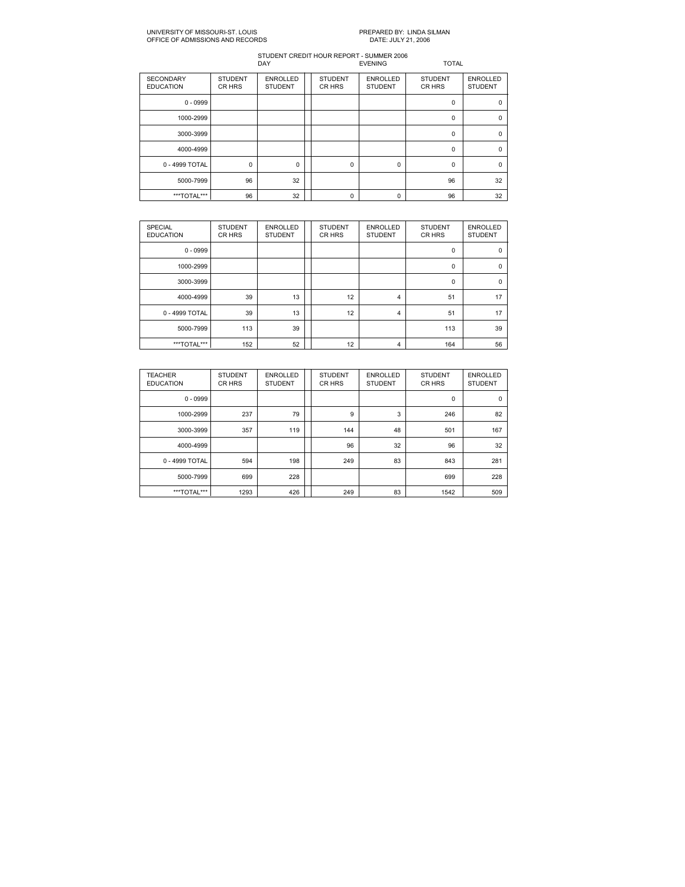UNIVERSITY OF MISSOURI-ST. LOUIS
OFFICE OF ADMISSIONS AND RECORDS

PREPARED BY: LINDA SILMAN
DATE: JULY 21, 2006

STUDENT CREDIT HOUR REPORT - SUMMER 2006

| | DAY | | EVENING | | TOTAL | |
|---|---|---|---|---|---|---|
| SECONDARY EDUCATION | STUDENT CR HRS | ENROLLED STUDENT | STUDENT CR HRS | ENROLLED STUDENT | STUDENT CR HRS | ENROLLED STUDENT |
| 0 - 0999 | | | | | 0 | 0 |
| 1000-2999 | | | | | 0 | 0 |
| 3000-3999 | | | | | 0 | 0 |
| 4000-4999 | | | | | 0 | 0 |
| 0 - 4999 TOTAL | 0 | 0 | 0 | 0 | 0 | 0 |
| 5000-7999 | 96 | 32 | | | 96 | 32 |
| ***TOTAL*** | 96 | 32 | 0 | 0 | 96 | 32 |

| SPECIAL EDUCATION | STUDENT CR HRS | ENROLLED STUDENT | STUDENT CR HRS | ENROLLED STUDENT | STUDENT CR HRS | ENROLLED STUDENT |
|---|---|---|---|---|---|---|
| 0 - 0999 | | | | | 0 | 0 |
| 1000-2999 | | | | | 0 | 0 |
| 3000-3999 | | | | | 0 | 0 |
| 4000-4999 | 39 | 13 | 12 | 4 | 51 | 17 |
| 0 - 4999 TOTAL | 39 | 13 | 12 | 4 | 51 | 17 |
| 5000-7999 | 113 | 39 | | | 113 | 39 |
| ***TOTAL*** | 152 | 52 | 12 | 4 | 164 | 56 |

| TEACHER EDUCATION | STUDENT CR HRS | ENROLLED STUDENT | STUDENT CR HRS | ENROLLED STUDENT | STUDENT CR HRS | ENROLLED STUDENT |
|---|---|---|---|---|---|---|
| 0 - 0999 | | | | | 0 | 0 |
| 1000-2999 | 237 | 79 | 9 | 3 | 246 | 82 |
| 3000-3999 | 357 | 119 | 144 | 48 | 501 | 167 |
| 4000-4999 | | | 96 | 32 | 96 | 32 |
| 0 - 4999 TOTAL | 594 | 198 | 249 | 83 | 843 | 281 |
| 5000-7999 | 699 | 228 | | | 699 | 228 |
| ***TOTAL*** | 1293 | 426 | 249 | 83 | 1542 | 509 |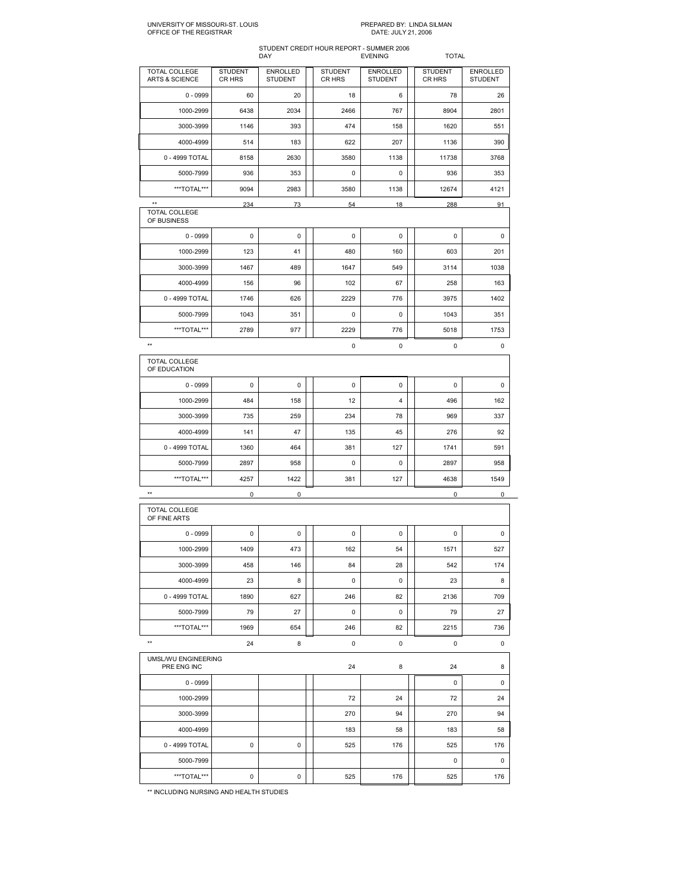UNIVERSITY OF MISSOURI-ST. LOUIS
OFFICE OF THE REGISTRAR

PREPARED BY: LINDA SILMAN
DATE: JULY 21, 2006

STUDENT CREDIT HOUR REPORT - SUMMER 2006

| | DAY | | EVENING | | TOTAL | |
|---|---|---|---|---|---|---|
| TOTAL COLLEGE ARTS & SCIENCE | STUDENT CR HRS | ENROLLED STUDENT | STUDENT CR HRS | ENROLLED STUDENT | STUDENT CR HRS | ENROLLED STUDENT |
| 0 - 0999 | 60 | 20 | 18 | 6 | 78 | 26 |
| 1000-2999 | 6438 | 2034 | 2466 | 767 | 8904 | 2801 |
| 3000-3999 | 1146 | 393 | 474 | 158 | 1620 | 551 |
| 4000-4999 | 514 | 183 | 622 | 207 | 1136 | 390 |
| 0 - 4999 TOTAL | 8158 | 2630 | 3580 | 1138 | 11738 | 3768 |
| 5000-7999 | 936 | 353 | 0 | 0 | 936 | 353 |
| ***TOTAL*** | 9094 | 2983 | 3580 | 1138 | 12674 | 4121 |
| ** | 234 | 73 | 54 | 18 | 288 | 91 |
| TOTAL COLLEGE OF BUSINESS | | | | | | |
| 0 - 0999 | 0 | 0 | 0 | 0 | 0 | 0 |
| 1000-2999 | 123 | 41 | 480 | 160 | 603 | 201 |
| 3000-3999 | 1467 | 489 | 1647 | 549 | 3114 | 1038 |
| 4000-4999 | 156 | 96 | 102 | 67 | 258 | 163 |
| 0 - 4999 TOTAL | 1746 | 626 | 2229 | 776 | 3975 | 1402 |
| 5000-7999 | 1043 | 351 | 0 | 0 | 1043 | 351 |
| ***TOTAL*** | 2789 | 977 | 2229 | 776 | 5018 | 1753 |
| ** | | | 0 | 0 | 0 | 0 |
| TOTAL COLLEGE OF EDUCATION | | | | | | |
| 0 - 0999 | 0 | 0 | 0 | 0 | 0 | 0 |
| 1000-2999 | 484 | 158 | 12 | 4 | 496 | 162 |
| 3000-3999 | 735 | 259 | 234 | 78 | 969 | 337 |
| 4000-4999 | 141 | 47 | 135 | 45 | 276 | 92 |
| 0 - 4999 TOTAL | 1360 | 464 | 381 | 127 | 1741 | 591 |
| 5000-7999 | 2897 | 958 | 0 | 0 | 2897 | 958 |
| ***TOTAL*** | 4257 | 1422 | 381 | 127 | 4638 | 1549 |
| ** | 0 | 0 | | | 0 | 0 |
| TOTAL COLLEGE OF FINE ARTS | | | | | | |
| 0 - 0999 | 0 | 0 | 0 | 0 | 0 | 0 |
| 1000-2999 | 1409 | 473 | 162 | 54 | 1571 | 527 |
| 3000-3999 | 458 | 146 | 84 | 28 | 542 | 174 |
| 4000-4999 | 23 | 8 | 0 | 0 | 23 | 8 |
| 0 - 4999 TOTAL | 1890 | 627 | 246 | 82 | 2136 | 709 |
| 5000-7999 | 79 | 27 | 0 | 0 | 79 | 27 |
| ***TOTAL*** | 1969 | 654 | 246 | 82 | 2215 | 736 |
| ** | 24 | 8 | 0 | 0 | 0 | 0 |
| UMSL/WU ENGINEERING PRE ENG INC | | | 24 | 8 | 24 | 8 |
| 0 - 0999 | | | | | 0 | 0 |
| 1000-2999 | | | 72 | 24 | 72 | 24 |
| 3000-3999 | | | 270 | 94 | 270 | 94 |
| 4000-4999 | | | 183 | 58 | 183 | 58 |
| 0 - 4999 TOTAL | 0 | 0 | 525 | 176 | 525 | 176 |
| 5000-7999 | | | | | 0 | 0 |
| ***TOTAL*** | 0 | 0 | 525 | 176 | 525 | 176 |

** INCLUDING NURSING AND HEALTH STUDIES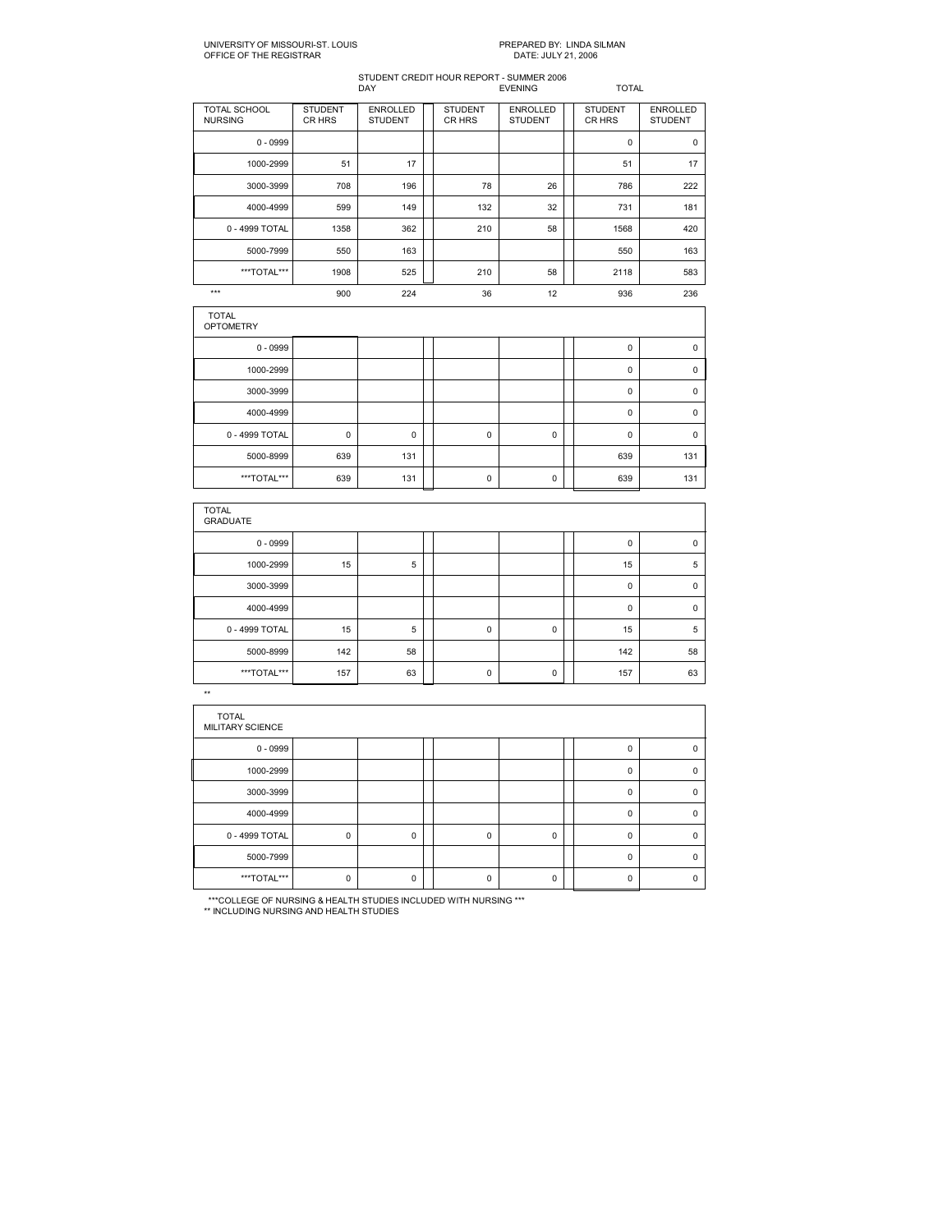UNIVERSITY OF MISSOURI-ST. LOUIS
OFFICE OF THE REGISTRAR

PREPARED BY: LINDA SILMAN
DATE: JULY 21, 2006

STUDENT CREDIT HOUR REPORT - SUMMER 2006

| | DAY | | EVENING | | TOTAL | |
|---|---|---|---|---|---|---|
| TOTAL SCHOOL NURSING | STUDENT CR HRS | ENROLLED STUDENT | STUDENT CR HRS | ENROLLED STUDENT | STUDENT CR HRS | ENROLLED STUDENT |
| 0 - 0999 | | | | | 0 | 0 |
| 1000-2999 | 51 | 17 | | | 51 | 17 |
| 3000-3999 | 708 | 196 | 78 | 26 | 786 | 222 |
| 4000-4999 | 599 | 149 | 132 | 32 | 731 | 181 |
| 0 - 4999 TOTAL | 1358 | 362 | 210 | 58 | 1568 | 420 |
| 5000-7999 | 550 | 163 | | | 550 | 163 |
| ***TOTAL*** | 1908 | 525 | 210 | 58 | 2118 | 583 |
| *** | 900 | 224 | 36 | 12 | 936 | 236 |

| TOTAL OPTOMETRY | STUDENT CR HRS | ENROLLED STUDENT | STUDENT CR HRS | ENROLLED STUDENT | STUDENT CR HRS | ENROLLED STUDENT |
|---|---|---|---|---|---|---|
| 0 - 0999 | | | | | 0 | 0 |
| 1000-2999 | | | | | 0 | 0 |
| 3000-3999 | | | | | 0 | 0 |
| 4000-4999 | | | | | 0 | 0 |
| 0 - 4999 TOTAL | 0 | 0 | 0 | 0 | 0 | 0 |
| 5000-8999 | 639 | 131 | | | 639 | 131 |
| ***TOTAL*** | 639 | 131 | 0 | 0 | 639 | 131 |

| TOTAL GRADUATE | STUDENT CR HRS | ENROLLED STUDENT | STUDENT CR HRS | ENROLLED STUDENT | STUDENT CR HRS | ENROLLED STUDENT |
|---|---|---|---|---|---|---|
| 0 - 0999 | | | | | 0 | 0 |
| 1000-2999 | 15 | 5 | | | 15 | 5 |
| 3000-3999 | | | | | 0 | 0 |
| 4000-4999 | | | | | 0 | 0 |
| 0 - 4999 TOTAL | 15 | 5 | 0 | 0 | 15 | 5 |
| 5000-8999 | 142 | 58 | | | 142 | 58 |
| ***TOTAL*** | 157 | 63 | 0 | 0 | 157 | 63 |

**

| TOTAL MILITARY SCIENCE | STUDENT CR HRS | ENROLLED STUDENT | STUDENT CR HRS | ENROLLED STUDENT | STUDENT CR HRS | ENROLLED STUDENT |
|---|---|---|---|---|---|---|
| 0 - 0999 | | | | | 0 | 0 |
| 1000-2999 | | | | | 0 | 0 |
| 3000-3999 | | | | | 0 | 0 |
| 4000-4999 | | | | | 0 | 0 |
| 0 - 4999 TOTAL | 0 | 0 | 0 | 0 | 0 | 0 |
| 5000-7999 | | | | | 0 | 0 |
| ***TOTAL*** | 0 | 0 | 0 | 0 | 0 | 0 |

***COLLEGE OF NURSING & HEALTH STUDIES INCLUDED WITH NURSING ***
** INCLUDING NURSING AND HEALTH STUDIES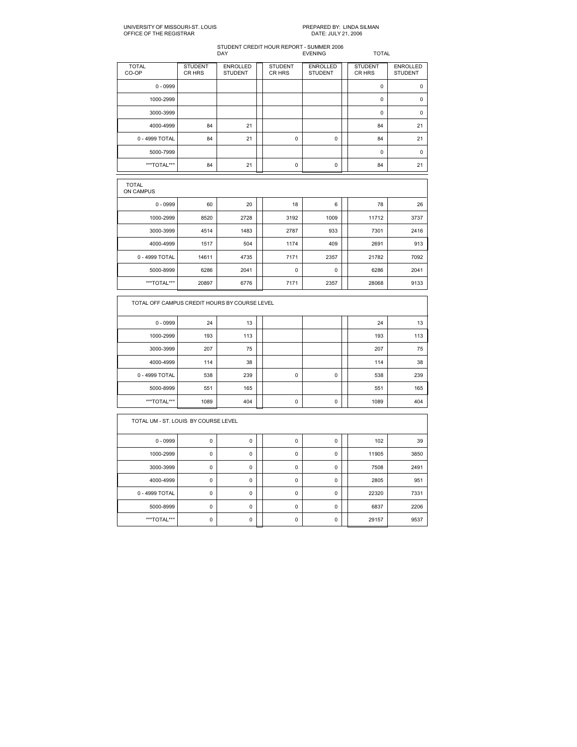UNIVERSITY OF MISSOURI-ST. LOUIS
OFFICE OF THE REGISTRAR

PREPARED BY: LINDA SILMAN
DATE: JULY 21, 2006

STUDENT CREDIT HOUR REPORT - SUMMER 2006

| | DAY | | EVENING | | TOTAL | |
|---|---|---|---|---|---|---|
| TOTAL CO-OP | STUDENT CR HRS | ENROLLED STUDENT | STUDENT CR HRS | ENROLLED STUDENT | STUDENT CR HRS | ENROLLED STUDENT |
| 0 - 0999 | | | | | 0 | 0 |
| 1000-2999 | | | | | 0 | 0 |
| 3000-3999 | | | | | 0 | 0 |
| 4000-4999 | 84 | 21 | | | 84 | 21 |
| 0 - 4999 TOTAL | 84 | 21 | 0 | 0 | 84 | 21 |
| 5000-7999 | | | | | 0 | 0 |
| ***TOTAL*** | 84 | 21 | 0 | 0 | 84 | 21 |

| TOTAL ON CAMPUS | | | | | | |
|---|---|---|---|---|---|---|
| 0 - 0999 | 60 | 20 | 18 | 6 | 78 | 26 |
| 1000-2999 | 8520 | 2728 | 3192 | 1009 | 11712 | 3737 |
| 3000-3999 | 4514 | 1483 | 2787 | 933 | 7301 | 2416 |
| 4000-4999 | 1517 | 504 | 1174 | 409 | 2691 | 913 |
| 0 - 4999 TOTAL | 14611 | 4735 | 7171 | 2357 | 21782 | 7092 |
| 5000-8999 | 6286 | 2041 | 0 | 0 | 6286 | 2041 |
| ***TOTAL*** | 20897 | 6776 | 7171 | 2357 | 28068 | 9133 |

| TOTAL OFF CAMPUS CREDIT HOURS BY COURSE LEVEL | | | | | | |
|---|---|---|---|---|---|---|
| 0 - 0999 | 24 | 13 | | | 24 | 13 |
| 1000-2999 | 193 | 113 | | | 193 | 113 |
| 3000-3999 | 207 | 75 | | | 207 | 75 |
| 4000-4999 | 114 | 38 | | | 114 | 38 |
| 0 - 4999 TOTAL | 538 | 239 | 0 | 0 | 538 | 239 |
| 5000-8999 | 551 | 165 | | | 551 | 165 |
| ***TOTAL*** | 1089 | 404 | 0 | 0 | 1089 | 404 |

| TOTAL UM - ST. LOUIS BY COURSE LEVEL | | | | | | |
|---|---|---|---|---|---|---|
| 0 - 0999 | 0 | 0 | 0 | 0 | 102 | 39 |
| 1000-2999 | 0 | 0 | 0 | 0 | 11905 | 3850 |
| 3000-3999 | 0 | 0 | 0 | 0 | 7508 | 2491 |
| 4000-4999 | 0 | 0 | 0 | 0 | 2805 | 951 |
| 0 - 4999 TOTAL | 0 | 0 | 0 | 0 | 22320 | 7331 |
| 5000-8999 | 0 | 0 | 0 | 0 | 6837 | 2206 |
| ***TOTAL*** | 0 | 0 | 0 | 0 | 29157 | 9537 |